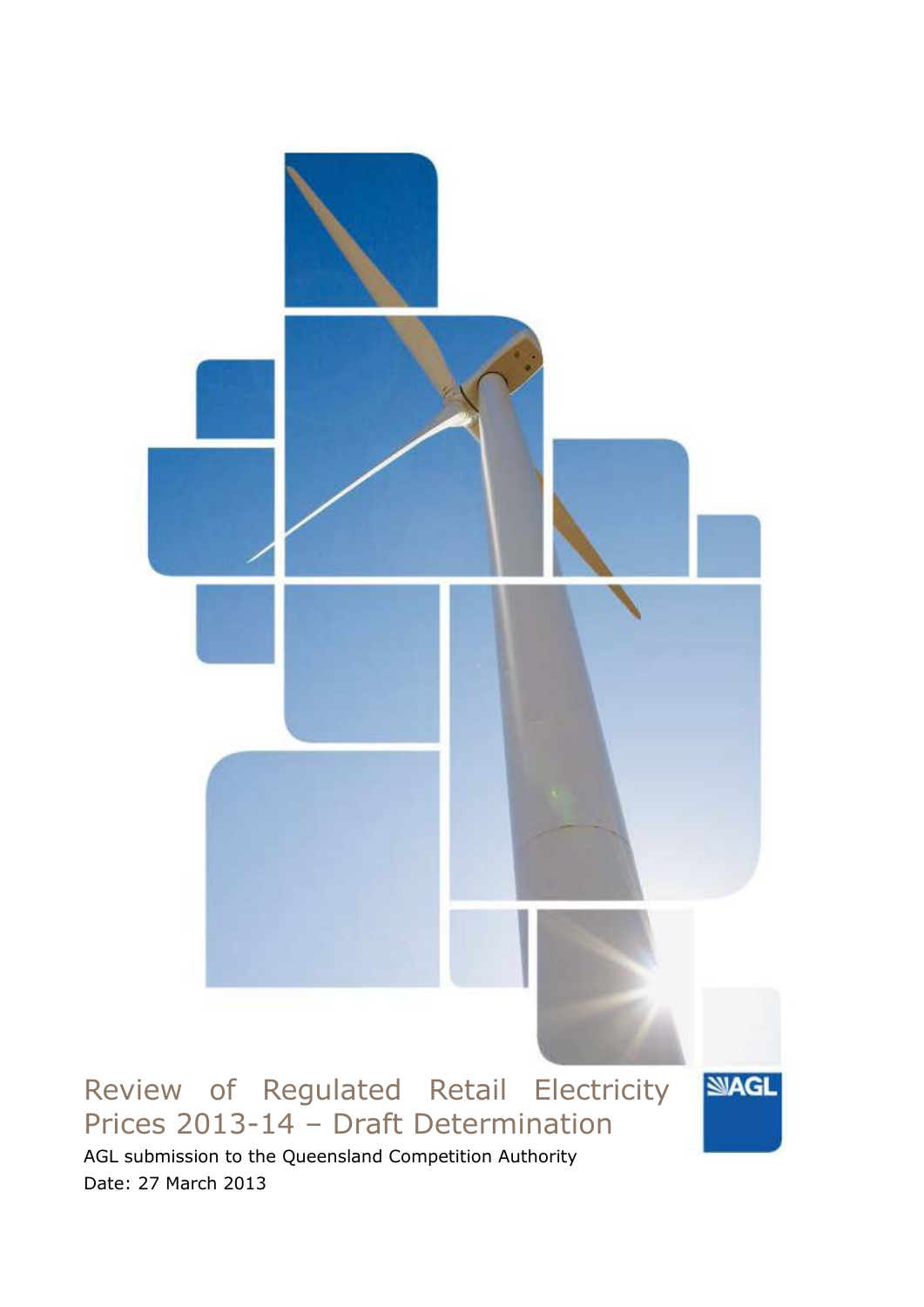# Review of Regulated Retail Electricity Prices 2013-14 – Draft Determination

AGL submission to the Queensland Competition Authority

Date: 27 March 2013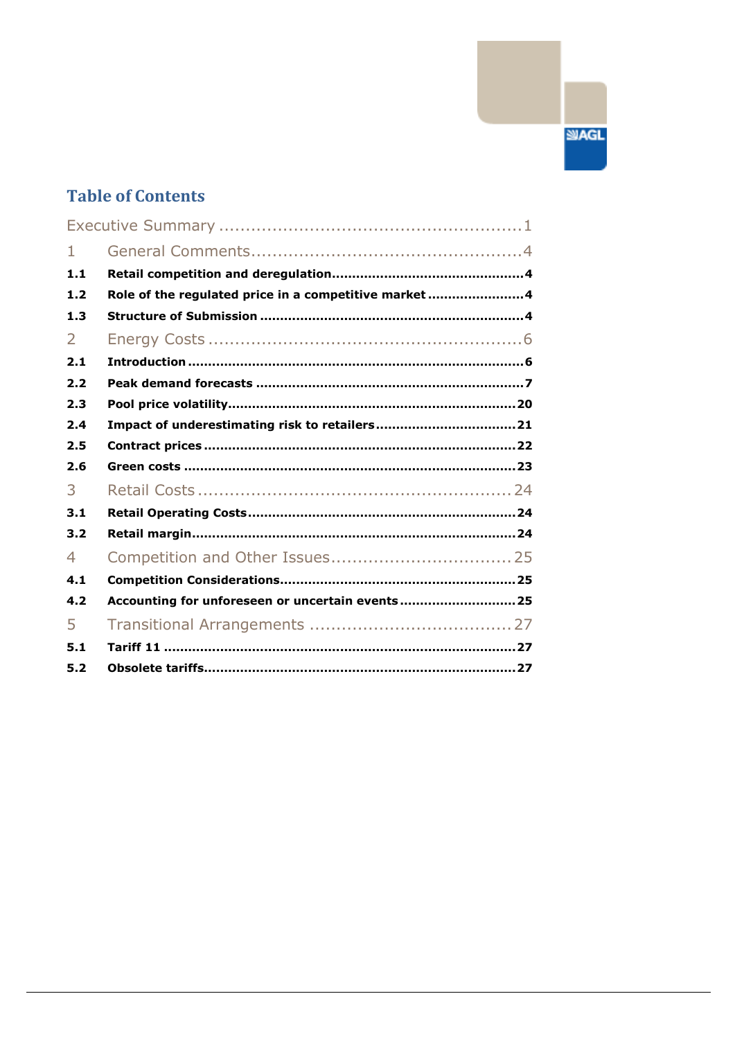## Table of Contents

| | | |
|---|---|---|
| Executive Summary | | 1 |
| 1 | General Comments | 4 |
| **1.1** | **Retail competition and deregulation** | **4** |
| **1.2** | **Role of the regulated price in a competitive market** | **4** |
| **1.3** | **Structure of Submission** | **4** |
| 2 | Energy Costs | 6 |
| **2.1** | **Introduction** | **6** |
| **2.2** | **Peak demand forecasts** | **7** |
| **2.3** | **Pool price volatility** | **20** |
| **2.4** | **Impact of underestimating risk to retailers** | **21** |
| **2.5** | **Contract prices** | **22** |
| **2.6** | **Green costs** | **23** |
| 3 | Retail Costs | 24 |
| **3.1** | **Retail Operating Costs** | **24** |
| **3.2** | **Retail margin** | **24** |
| 4 | Competition and Other Issues | 25 |
| **4.1** | **Competition Considerations** | **25** |
| **4.2** | **Accounting for unforeseen or uncertain events** | **25** |
| 5 | Transitional Arrangements | 27 |
| **5.1** | **Tariff 11** | **27** |
| **5.2** | **Obsolete tariffs** | **27** |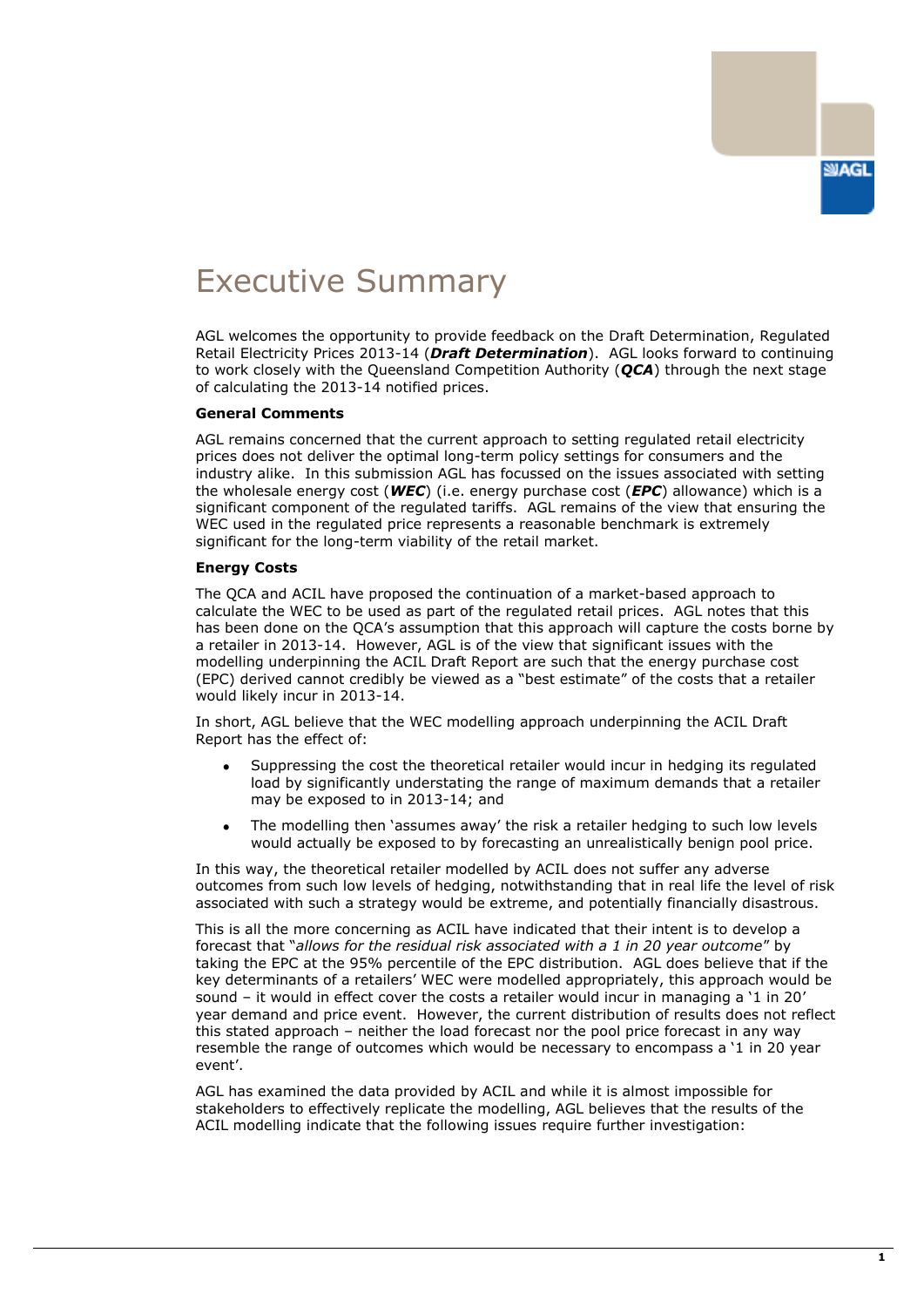# Executive Summary

AGL welcomes the opportunity to provide feedback on the Draft Determination, Regulated Retail Electricity Prices 2013-14 (***Draft Determination***). AGL looks forward to continuing to work closely with the Queensland Competition Authority (***QCA***) through the next stage of calculating the 2013-14 notified prices.

**General Comments**

AGL remains concerned that the current approach to setting regulated retail electricity prices does not deliver the optimal long-term policy settings for consumers and the industry alike. In this submission AGL has focussed on the issues associated with setting the wholesale energy cost (***WEC***) (i.e. energy purchase cost (***EPC***) allowance) which is a significant component of the regulated tariffs. AGL remains of the view that ensuring the WEC used in the regulated price represents a reasonable benchmark is extremely significant for the long-term viability of the retail market.

**Energy Costs**

The QCA and ACIL have proposed the continuation of a market-based approach to calculate the WEC to be used as part of the regulated retail prices. AGL notes that this has been done on the QCA's assumption that this approach will capture the costs borne by a retailer in 2013-14. However, AGL is of the view that significant issues with the modelling underpinning the ACIL Draft Report are such that the energy purchase cost (EPC) derived cannot credibly be viewed as a "best estimate" of the costs that a retailer would likely incur in 2013-14.

In short, AGL believe that the WEC modelling approach underpinning the ACIL Draft Report has the effect of:

- Suppressing the cost the theoretical retailer would incur in hedging its regulated load by significantly understating the range of maximum demands that a retailer may be exposed to in 2013-14; and
- The modelling then 'assumes away' the risk a retailer hedging to such low levels would actually be exposed to by forecasting an unrealistically benign pool price.

In this way, the theoretical retailer modelled by ACIL does not suffer any adverse outcomes from such low levels of hedging, notwithstanding that in real life the level of risk associated with such a strategy would be extreme, and potentially financially disastrous.

This is all the more concerning as ACIL have indicated that their intent is to develop a forecast that "*allows for the residual risk associated with a 1 in 20 year outcome*" by taking the EPC at the 95% percentile of the EPC distribution. AGL does believe that if the key determinants of a retailers' WEC were modelled appropriately, this approach would be sound – it would in effect cover the costs a retailer would incur in managing a '1 in 20' year demand and price event. However, the current distribution of results does not reflect this stated approach – neither the load forecast nor the pool price forecast in any way resemble the range of outcomes which would be necessary to encompass a '1 in 20 year event'.

AGL has examined the data provided by ACIL and while it is almost impossible for stakeholders to effectively replicate the modelling, AGL believes that the results of the ACIL modelling indicate that the following issues require further investigation: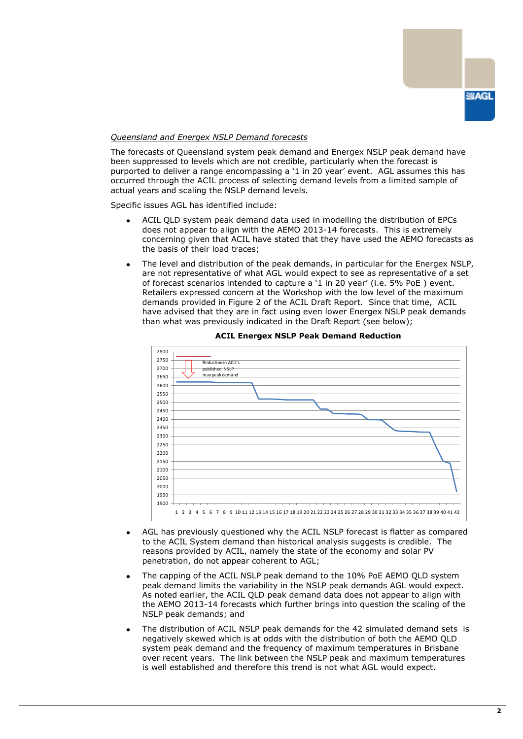*Queensland and Energex NSLP Demand forecasts*

The forecasts of Queensland system peak demand and Energex NSLP peak demand have been suppressed to levels which are not credible, particularly when the forecast is purported to deliver a range encompassing a '1 in 20 year' event. AGL assumes this has occurred through the ACIL process of selecting demand levels from a limited sample of actual years and scaling the NSLP demand levels.

Specific issues AGL has identified include:

- ACIL QLD system peak demand data used in modelling the distribution of EPCs does not appear to align with the AEMO 2013-14 forecasts. This is extremely concerning given that ACIL have stated that they have used the AEMO forecasts as the basis of their load traces;
- The level and distribution of the peak demands, in particular for the Energex NSLP, are not representative of what AGL would expect to see as representative of a set of forecast scenarios intended to capture a '1 in 20 year' (i.e. 5% PoE ) event. Retailers expressed concern at the Workshop with the low level of the maximum demands provided in Figure 2 of the ACIL Draft Report. Since that time, ACIL have advised that they are in fact using even lower Energex NSLP peak demands than what was previously indicated in the Draft Report (see below);

**ACIL Energex NSLP Peak Demand Reduction**

- AGL has previously questioned why the ACIL NSLP forecast is flatter as compared to the ACIL System demand than historical analysis suggests is credible. The reasons provided by ACIL, namely the state of the economy and solar PV penetration, do not appear coherent to AGL;
- The capping of the ACIL NSLP peak demand to the 10% PoE AEMO QLD system peak demand limits the variability in the NSLP peak demands AGL would expect. As noted earlier, the ACIL QLD peak demand data does not appear to align with the AEMO 2013-14 forecasts which further brings into question the scaling of the NSLP peak demands; and
- The distribution of ACIL NSLP peak demands for the 42 simulated demand sets is negatively skewed which is at odds with the distribution of both the AEMO QLD system peak demand and the frequency of maximum temperatures in Brisbane over recent years. The link between the NSLP peak and maximum temperatures is well established and therefore this trend is not what AGL would expect.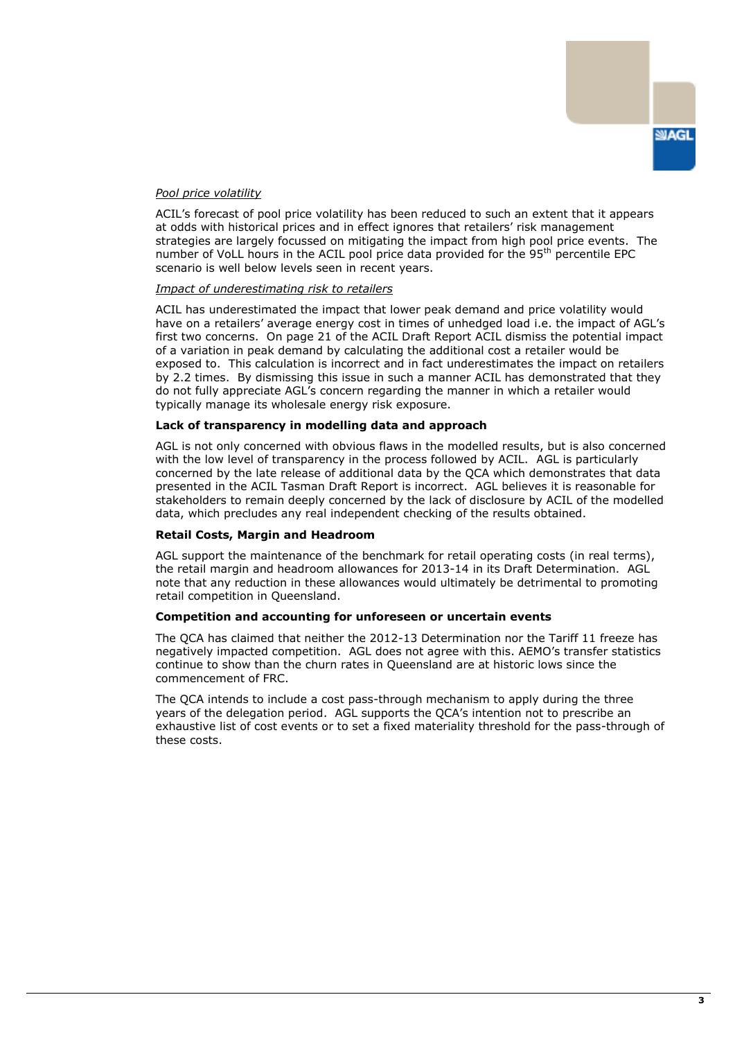*Pool price volatility*

ACIL's forecast of pool price volatility has been reduced to such an extent that it appears at odds with historical prices and in effect ignores that retailers' risk management strategies are largely focussed on mitigating the impact from high pool price events. The number of VoLL hours in the ACIL pool price data provided for the 95$^{th}$ percentile EPC scenario is well below levels seen in recent years.

*Impact of underestimating risk to retailers*

ACIL has underestimated the impact that lower peak demand and price volatility would have on a retailers' average energy cost in times of unhedged load i.e. the impact of AGL's first two concerns. On page 21 of the ACIL Draft Report ACIL dismiss the potential impact of a variation in peak demand by calculating the additional cost a retailer would be exposed to. This calculation is incorrect and in fact underestimates the impact on retailers by 2.2 times. By dismissing this issue in such a manner ACIL has demonstrated that they do not fully appreciate AGL's concern regarding the manner in which a retailer would typically manage its wholesale energy risk exposure.

**Lack of transparency in modelling data and approach**

AGL is not only concerned with obvious flaws in the modelled results, but is also concerned with the low level of transparency in the process followed by ACIL. AGL is particularly concerned by the late release of additional data by the QCA which demonstrates that data presented in the ACIL Tasman Draft Report is incorrect. AGL believes it is reasonable for stakeholders to remain deeply concerned by the lack of disclosure by ACIL of the modelled data, which precludes any real independent checking of the results obtained.

**Retail Costs, Margin and Headroom**

AGL support the maintenance of the benchmark for retail operating costs (in real terms), the retail margin and headroom allowances for 2013-14 in its Draft Determination. AGL note that any reduction in these allowances would ultimately be detrimental to promoting retail competition in Queensland.

**Competition and accounting for unforeseen or uncertain events**

The QCA has claimed that neither the 2012-13 Determination nor the Tariff 11 freeze has negatively impacted competition. AGL does not agree with this. AEMO's transfer statistics continue to show than the churn rates in Queensland are at historic lows since the commencement of FRC.

The QCA intends to include a cost pass-through mechanism to apply during the three years of the delegation period. AGL supports the QCA's intention not to prescribe an exhaustive list of cost events or to set a fixed materiality threshold for the pass-through of these costs.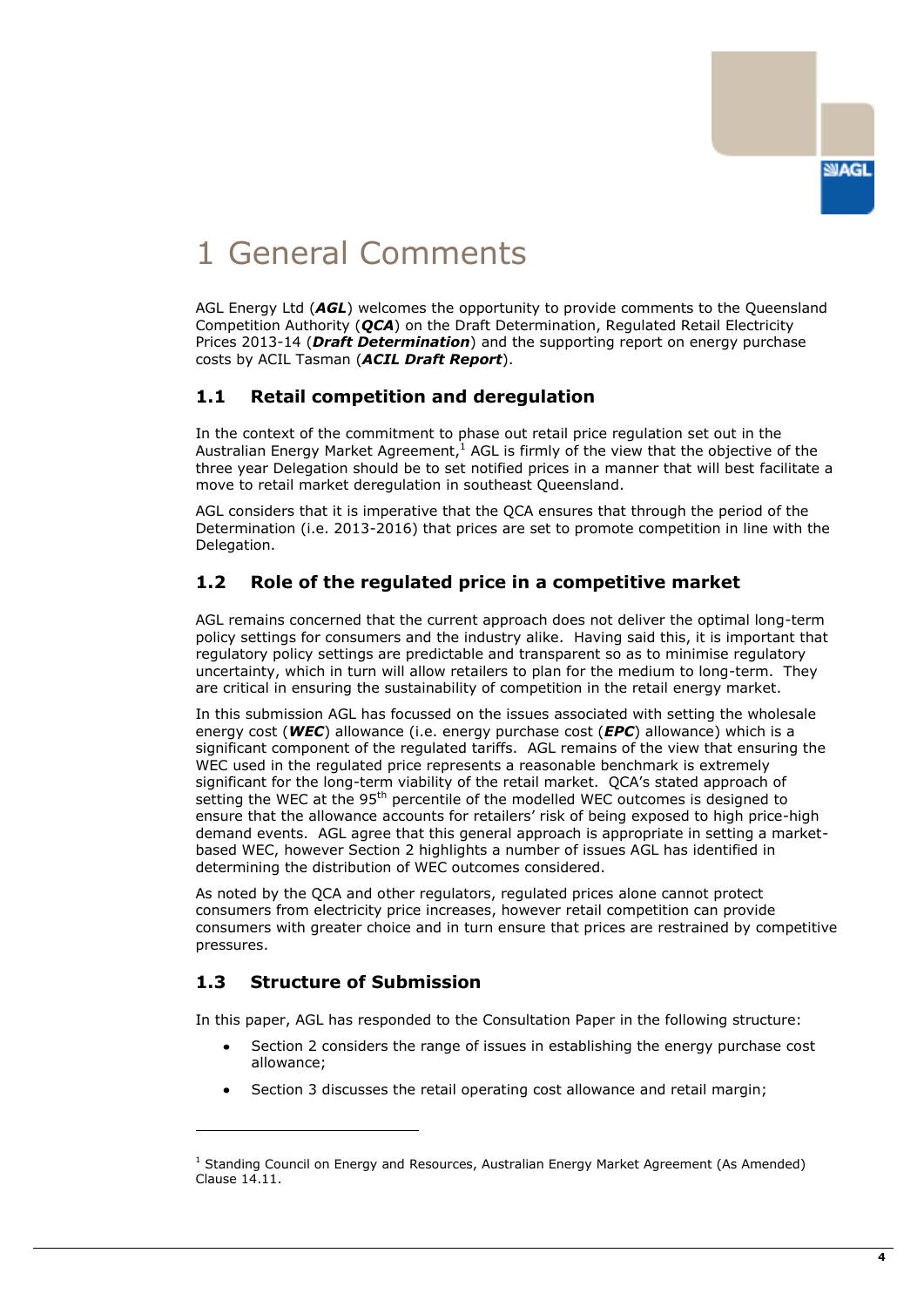# 1 General Comments

AGL Energy Ltd (***AGL***) welcomes the opportunity to provide comments to the Queensland Competition Authority (***QCA***) on the Draft Determination, Regulated Retail Electricity Prices 2013-14 (***Draft Determination***) and the supporting report on energy purchase costs by ACIL Tasman (***ACIL Draft Report***).

## 1.1 Retail competition and deregulation

In the context of the commitment to phase out retail price regulation set out in the Australian Energy Market Agreement,[1] AGL is firmly of the view that the objective of the three year Delegation should be to set notified prices in a manner that will best facilitate a move to retail market deregulation in southeast Queensland.

AGL considers that it is imperative that the QCA ensures that through the period of the Determination (i.e. 2013-2016) that prices are set to promote competition in line with the Delegation.

## 1.2 Role of the regulated price in a competitive market

AGL remains concerned that the current approach does not deliver the optimal long-term policy settings for consumers and the industry alike. Having said this, it is important that regulatory policy settings are predictable and transparent so as to minimise regulatory uncertainty, which in turn will allow retailers to plan for the medium to long-term. They are critical in ensuring the sustainability of competition in the retail energy market.

In this submission AGL has focussed on the issues associated with setting the wholesale energy cost (***WEC***) allowance (i.e. energy purchase cost (***EPC***) allowance) which is a significant component of the regulated tariffs. AGL remains of the view that ensuring the WEC used in the regulated price represents a reasonable benchmark is extremely significant for the long-term viability of the retail market. QCA's stated approach of setting the WEC at the 95$^{th}$ percentile of the modelled WEC outcomes is designed to ensure that the allowance accounts for retailers' risk of being exposed to high price-high demand events. AGL agree that this general approach is appropriate in setting a market-based WEC, however Section 2 highlights a number of issues AGL has identified in determining the distribution of WEC outcomes considered.

As noted by the QCA and other regulators, regulated prices alone cannot protect consumers from electricity price increases, however retail competition can provide consumers with greater choice and in turn ensure that prices are restrained by competitive pressures.

## 1.3 Structure of Submission

In this paper, AGL has responded to the Consultation Paper in the following structure:

- Section 2 considers the range of issues in establishing the energy purchase cost allowance;
- Section 3 discusses the retail operating cost allowance and retail margin;

---

[1] Standing Council on Energy and Resources, Australian Energy Market Agreement (As Amended) Clause 14.11.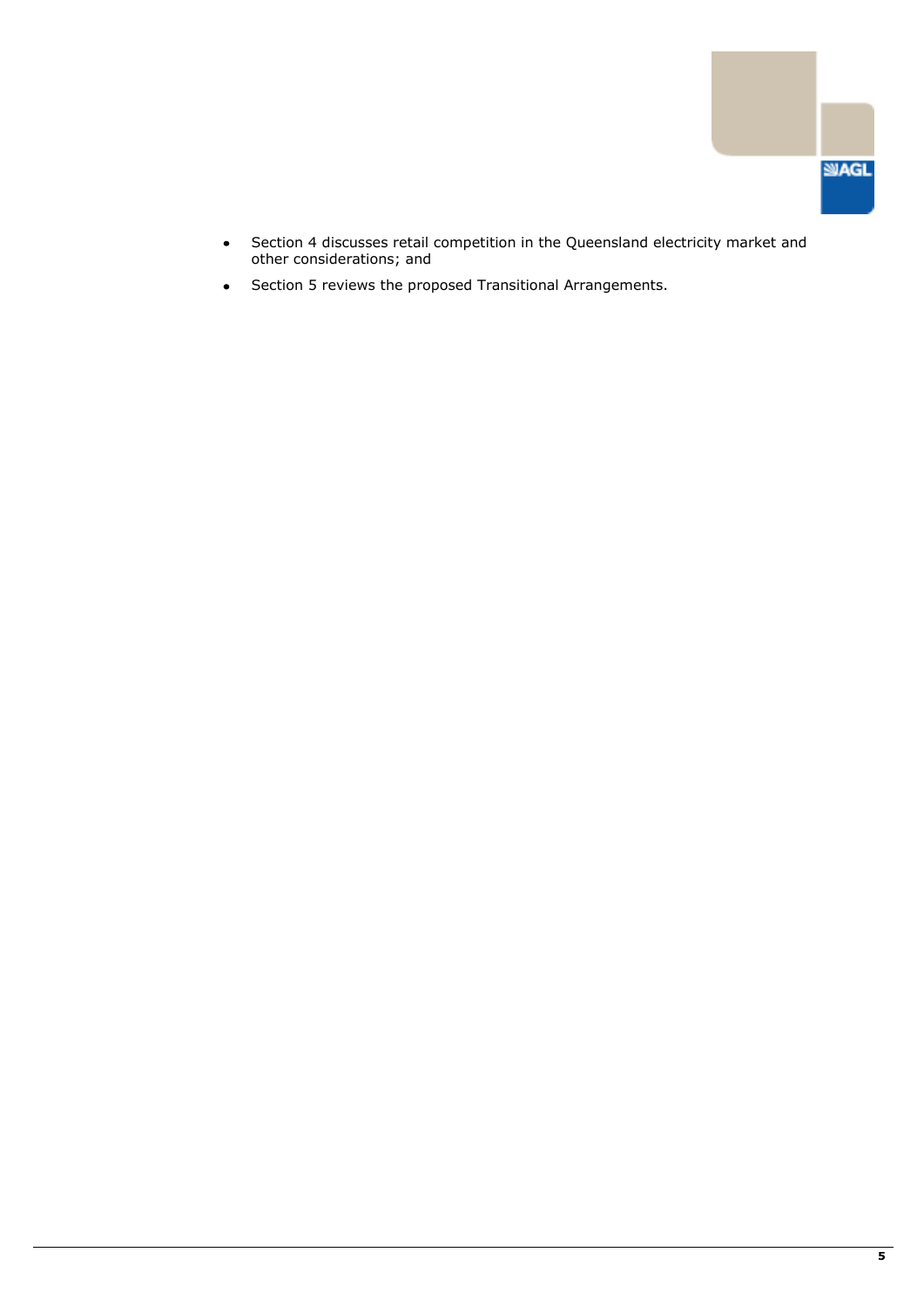- Section 4 discusses retail competition in the Queensland electricity market and other considerations; and
- Section 5 reviews the proposed Transitional Arrangements.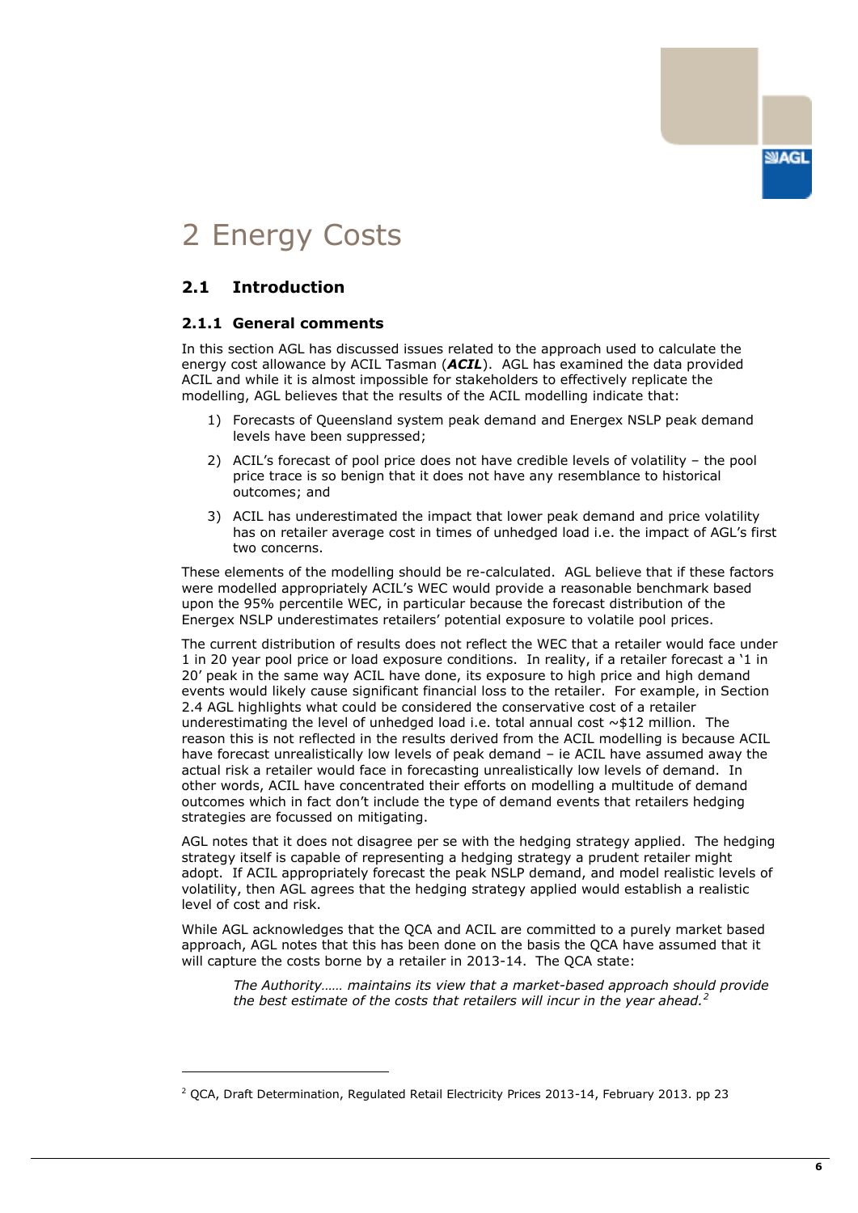# 2 Energy Costs

## 2.1 Introduction

### 2.1.1 General comments

In this section AGL has discussed issues related to the approach used to calculate the energy cost allowance by ACIL Tasman (***ACIL***). AGL has examined the data provided ACIL and while it is almost impossible for stakeholders to effectively replicate the modelling, AGL believes that the results of the ACIL modelling indicate that:

1) Forecasts of Queensland system peak demand and Energex NSLP peak demand levels have been suppressed;
2) ACIL's forecast of pool price does not have credible levels of volatility – the pool price trace is so benign that it does not have any resemblance to historical outcomes; and
3) ACIL has underestimated the impact that lower peak demand and price volatility has on retailer average cost in times of unhedged load i.e. the impact of AGL's first two concerns.

These elements of the modelling should be re-calculated. AGL believe that if these factors were modelled appropriately ACIL's WEC would provide a reasonable benchmark based upon the 95% percentile WEC, in particular because the forecast distribution of the Energex NSLP underestimates retailers' potential exposure to volatile pool prices.

The current distribution of results does not reflect the WEC that a retailer would face under 1 in 20 year pool price or load exposure conditions. In reality, if a retailer forecast a '1 in 20' peak in the same way ACIL have done, its exposure to high price and high demand events would likely cause significant financial loss to the retailer. For example, in Section 2.4 AGL highlights what could be considered the conservative cost of a retailer underestimating the level of unhedged load i.e. total annual cost ~$12 million. The reason this is not reflected in the results derived from the ACIL modelling is because ACIL have forecast unrealistically low levels of peak demand – ie ACIL have assumed away the actual risk a retailer would face in forecasting unrealistically low levels of demand. In other words, ACIL have concentrated their efforts on modelling a multitude of demand outcomes which in fact don't include the type of demand events that retailers hedging strategies are focussed on mitigating.

AGL notes that it does not disagree per se with the hedging strategy applied. The hedging strategy itself is capable of representing a hedging strategy a prudent retailer might adopt. If ACIL appropriately forecast the peak NSLP demand, and model realistic levels of volatility, then AGL agrees that the hedging strategy applied would establish a realistic level of cost and risk.

While AGL acknowledges that the QCA and ACIL are committed to a purely market based approach, AGL notes that this has been done on the basis the QCA have assumed that it will capture the costs borne by a retailer in 2013-14. The QCA state:

> *The Authority…… maintains its view that a market-based approach should provide the best estimate of the costs that retailers will incur in the year ahead.*[2]

---

[2] QCA, Draft Determination, Regulated Retail Electricity Prices 2013-14, February 2013. pp 23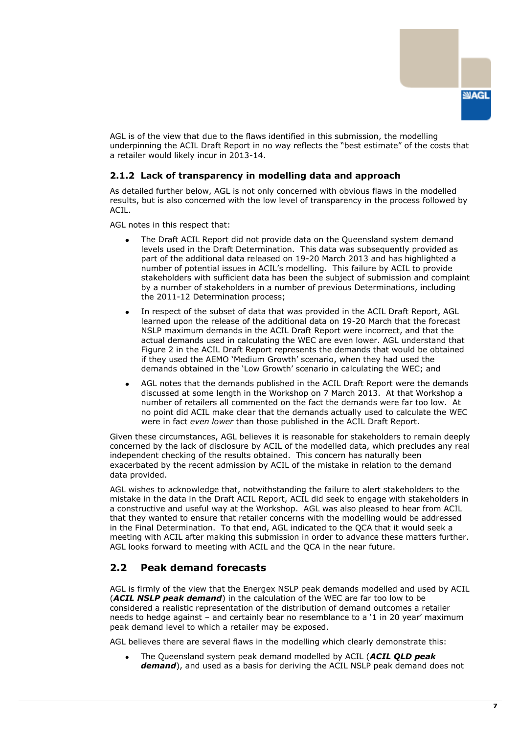AGL is of the view that due to the flaws identified in this submission, the modelling underpinning the ACIL Draft Report in no way reflects the "best estimate" of the costs that a retailer would likely incur in 2013-14.

### 2.1.2 Lack of transparency in modelling data and approach

As detailed further below, AGL is not only concerned with obvious flaws in the modelled results, but is also concerned with the low level of transparency in the process followed by ACIL.

AGL notes in this respect that:

- The Draft ACIL Report did not provide data on the Queensland system demand levels used in the Draft Determination. This data was subsequently provided as part of the additional data released on 19-20 March 2013 and has highlighted a number of potential issues in ACIL's modelling. This failure by ACIL to provide stakeholders with sufficient data has been the subject of submission and complaint by a number of stakeholders in a number of previous Determinations, including the 2011-12 Determination process;
- In respect of the subset of data that was provided in the ACIL Draft Report, AGL learned upon the release of the additional data on 19-20 March that the forecast NSLP maximum demands in the ACIL Draft Report were incorrect, and that the actual demands used in calculating the WEC are even lower. AGL understand that Figure 2 in the ACIL Draft Report represents the demands that would be obtained if they used the AEMO 'Medium Growth' scenario, when they had used the demands obtained in the 'Low Growth' scenario in calculating the WEC; and
- AGL notes that the demands published in the ACIL Draft Report were the demands discussed at some length in the Workshop on 7 March 2013. At that Workshop a number of retailers all commented on the fact the demands were far too low. At no point did ACIL make clear that the demands actually used to calculate the WEC were in fact *even lower* than those published in the ACIL Draft Report.

Given these circumstances, AGL believes it is reasonable for stakeholders to remain deeply concerned by the lack of disclosure by ACIL of the modelled data, which precludes any real independent checking of the results obtained. This concern has naturally been exacerbated by the recent admission by ACIL of the mistake in relation to the demand data provided.

AGL wishes to acknowledge that, notwithstanding the failure to alert stakeholders to the mistake in the data in the Draft ACIL Report, ACIL did seek to engage with stakeholders in a constructive and useful way at the Workshop. AGL was also pleased to hear from ACIL that they wanted to ensure that retailer concerns with the modelling would be addressed in the Final Determination. To that end, AGL indicated to the QCA that it would seek a meeting with ACIL after making this submission in order to advance these matters further. AGL looks forward to meeting with ACIL and the QCA in the near future.

## 2.2 Peak demand forecasts

AGL is firmly of the view that the Energex NSLP peak demands modelled and used by ACIL (***ACIL NSLP peak demand***) in the calculation of the WEC are far too low to be considered a realistic representation of the distribution of demand outcomes a retailer needs to hedge against – and certainly bear no resemblance to a '1 in 20 year' maximum peak demand level to which a retailer may be exposed.

AGL believes there are several flaws in the modelling which clearly demonstrate this:

- The Queensland system peak demand modelled by ACIL (***ACIL QLD peak demand***), and used as a basis for deriving the ACIL NSLP peak demand does not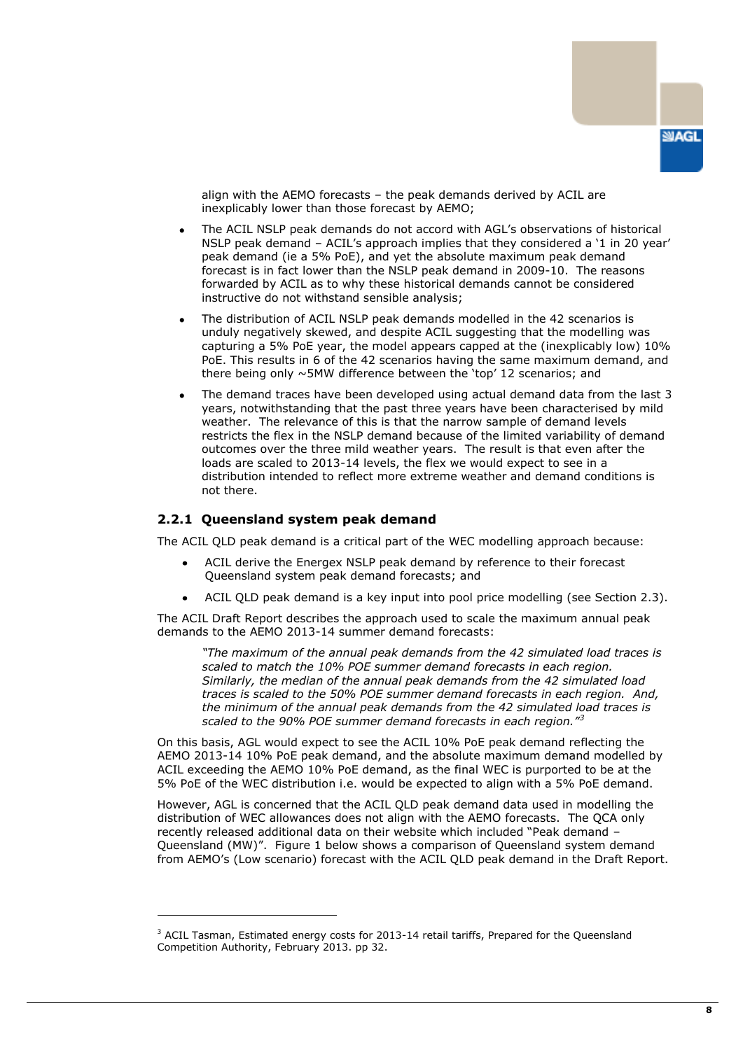align with the AEMO forecasts – the peak demands derived by ACIL are inexplicably lower than those forecast by AEMO;

- The ACIL NSLP peak demands do not accord with AGL's observations of historical NSLP peak demand – ACIL's approach implies that they considered a '1 in 20 year' peak demand (ie a 5% PoE), and yet the absolute maximum peak demand forecast is in fact lower than the NSLP peak demand in 2009-10. The reasons forwarded by ACIL as to why these historical demands cannot be considered instructive do not withstand sensible analysis;
- The distribution of ACIL NSLP peak demands modelled in the 42 scenarios is unduly negatively skewed, and despite ACIL suggesting that the modelling was capturing a 5% PoE year, the model appears capped at the (inexplicably low) 10% PoE. This results in 6 of the 42 scenarios having the same maximum demand, and there being only ~5MW difference between the 'top' 12 scenarios; and
- The demand traces have been developed using actual demand data from the last 3 years, notwithstanding that the past three years have been characterised by mild weather. The relevance of this is that the narrow sample of demand levels restricts the flex in the NSLP demand because of the limited variability of demand outcomes over the three mild weather years. The result is that even after the loads are scaled to 2013-14 levels, the flex we would expect to see in a distribution intended to reflect more extreme weather and demand conditions is not there.

### 2.2.1 Queensland system peak demand

The ACIL QLD peak demand is a critical part of the WEC modelling approach because:

- ACIL derive the Energex NSLP peak demand by reference to their forecast Queensland system peak demand forecasts; and
- ACIL QLD peak demand is a key input into pool price modelling (see Section 2.3).

The ACIL Draft Report describes the approach used to scale the maximum annual peak demands to the AEMO 2013-14 summer demand forecasts:

> *"The maximum of the annual peak demands from the 42 simulated load traces is scaled to match the 10% POE summer demand forecasts in each region. Similarly, the median of the annual peak demands from the 42 simulated load traces is scaled to the 50% POE summer demand forecasts in each region. And, the minimum of the annual peak demands from the 42 simulated load traces is scaled to the 90% POE summer demand forecasts in each region."*[3]

On this basis, AGL would expect to see the ACIL 10% PoE peak demand reflecting the AEMO 2013-14 10% PoE peak demand, and the absolute maximum demand modelled by ACIL exceeding the AEMO 10% PoE demand, as the final WEC is purported to be at the 5% PoE of the WEC distribution i.e. would be expected to align with a 5% PoE demand.

However, AGL is concerned that the ACIL QLD peak demand data used in modelling the distribution of WEC allowances does not align with the AEMO forecasts. The QCA only recently released additional data on their website which included "Peak demand – Queensland (MW)". Figure 1 below shows a comparison of Queensland system demand from AEMO's (Low scenario) forecast with the ACIL QLD peak demand in the Draft Report.

---

[3] ACIL Tasman, Estimated energy costs for 2013-14 retail tariffs, Prepared for the Queensland Competition Authority, February 2013. pp 32.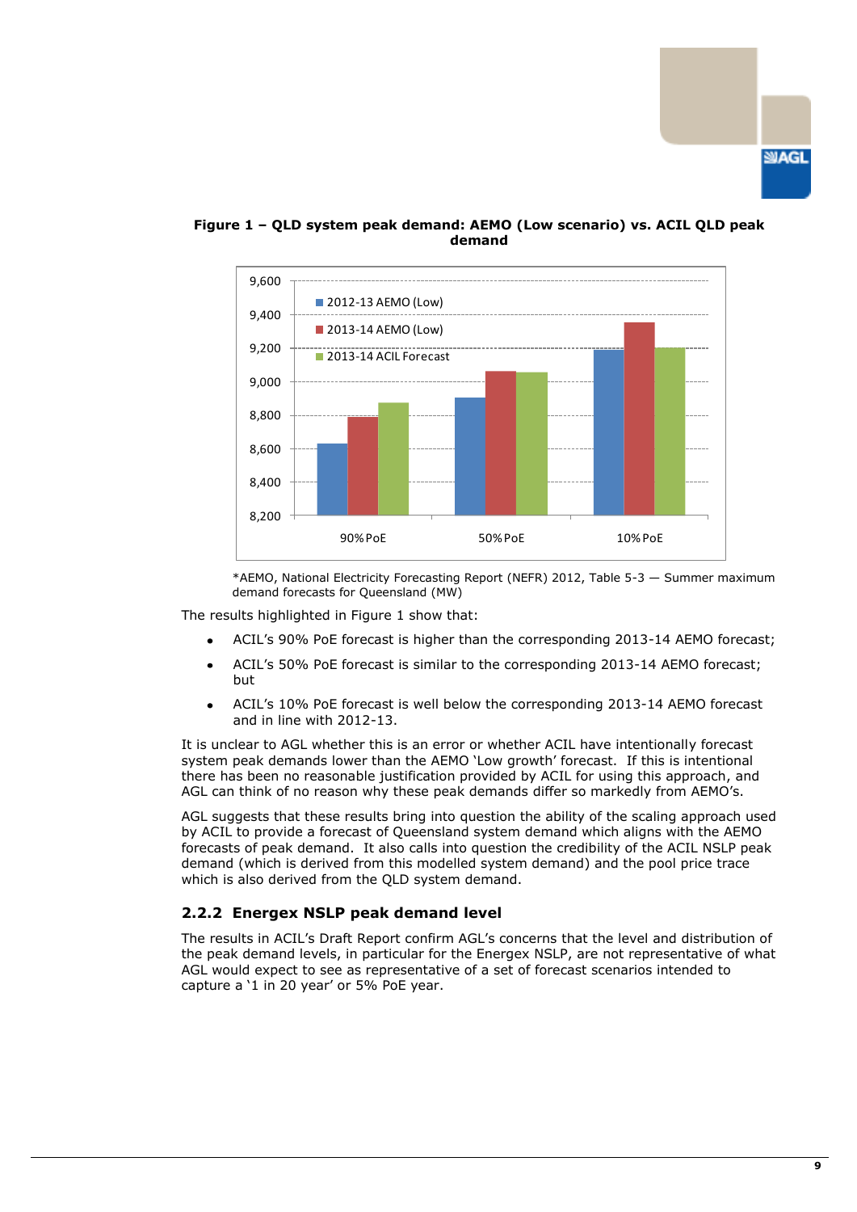**Figure 1 – QLD system peak demand: AEMO (Low scenario) vs. ACIL QLD peak demand**

*AEMO, National Electricity Forecasting Report (NEFR) 2012, Table 5-3 — Summer maximum demand forecasts for Queensland (MW)

The results highlighted in Figure 1 show that:

- ACIL's 90% PoE forecast is higher than the corresponding 2013-14 AEMO forecast;
- ACIL's 50% PoE forecast is similar to the corresponding 2013-14 AEMO forecast; but
- ACIL's 10% PoE forecast is well below the corresponding 2013-14 AEMO forecast and in line with 2012-13.

It is unclear to AGL whether this is an error or whether ACIL have intentionally forecast system peak demands lower than the AEMO 'Low growth' forecast. If this is intentional there has been no reasonable justification provided by ACIL for using this approach, and AGL can think of no reason why these peak demands differ so markedly from AEMO's.

AGL suggests that these results bring into question the ability of the scaling approach used by ACIL to provide a forecast of Queensland system demand which aligns with the AEMO forecasts of peak demand. It also calls into question the credibility of the ACIL NSLP peak demand (which is derived from this modelled system demand) and the pool price trace which is also derived from the QLD system demand.

### 2.2.2 Energex NSLP peak demand level

The results in ACIL's Draft Report confirm AGL's concerns that the level and distribution of the peak demand levels, in particular for the Energex NSLP, are not representative of what AGL would expect to see as representative of a set of forecast scenarios intended to capture a '1 in 20 year' or 5% PoE year.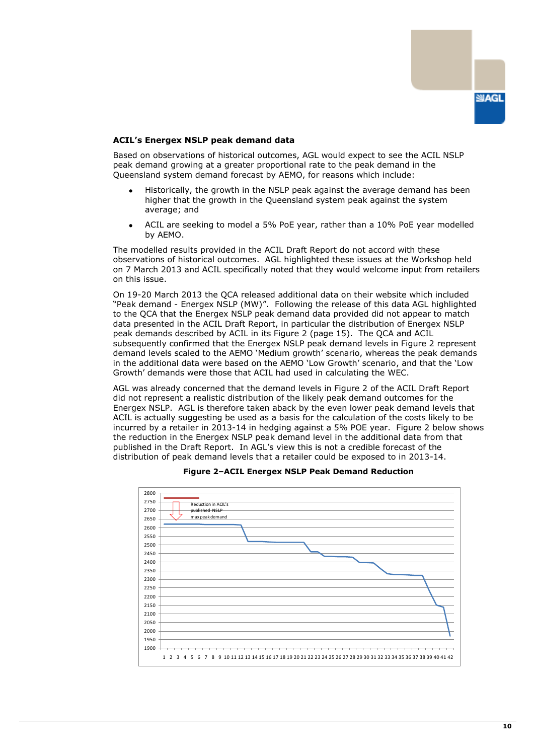**ACIL's Energex NSLP peak demand data**

Based on observations of historical outcomes, AGL would expect to see the ACIL NSLP peak demand growing at a greater proportional rate to the peak demand in the Queensland system demand forecast by AEMO, for reasons which include:

- Historically, the growth in the NSLP peak against the average demand has been higher that the growth in the Queensland system peak against the system average; and
- ACIL are seeking to model a 5% PoE year, rather than a 10% PoE year modelled by AEMO.

The modelled results provided in the ACIL Draft Report do not accord with these observations of historical outcomes. AGL highlighted these issues at the Workshop held on 7 March 2013 and ACIL specifically noted that they would welcome input from retailers on this issue.

On 19-20 March 2013 the QCA released additional data on their website which included "Peak demand - Energex NSLP (MW)". Following the release of this data AGL highlighted to the QCA that the Energex NSLP peak demand data provided did not appear to match data presented in the ACIL Draft Report, in particular the distribution of Energex NSLP peak demands described by ACIL in its Figure 2 (page 15). The QCA and ACIL subsequently confirmed that the Energex NSLP peak demand levels in Figure 2 represent demand levels scaled to the AEMO 'Medium growth' scenario, whereas the peak demands in the additional data were based on the AEMO 'Low Growth' scenario, and that the 'Low Growth' demands were those that ACIL had used in calculating the WEC.

AGL was already concerned that the demand levels in Figure 2 of the ACIL Draft Report did not represent a realistic distribution of the likely peak demand outcomes for the Energex NSLP. AGL is therefore taken aback by the even lower peak demand levels that ACIL is actually suggesting be used as a basis for the calculation of the costs likely to be incurred by a retailer in 2013-14 in hedging against a 5% POE year. Figure 2 below shows the reduction in the Energex NSLP peak demand level in the additional data from that published in the Draft Report. In AGL's view this is not a credible forecast of the distribution of peak demand levels that a retailer could be exposed to in 2013-14.

**Figure 2–ACIL Energex NSLP Peak Demand Reduction**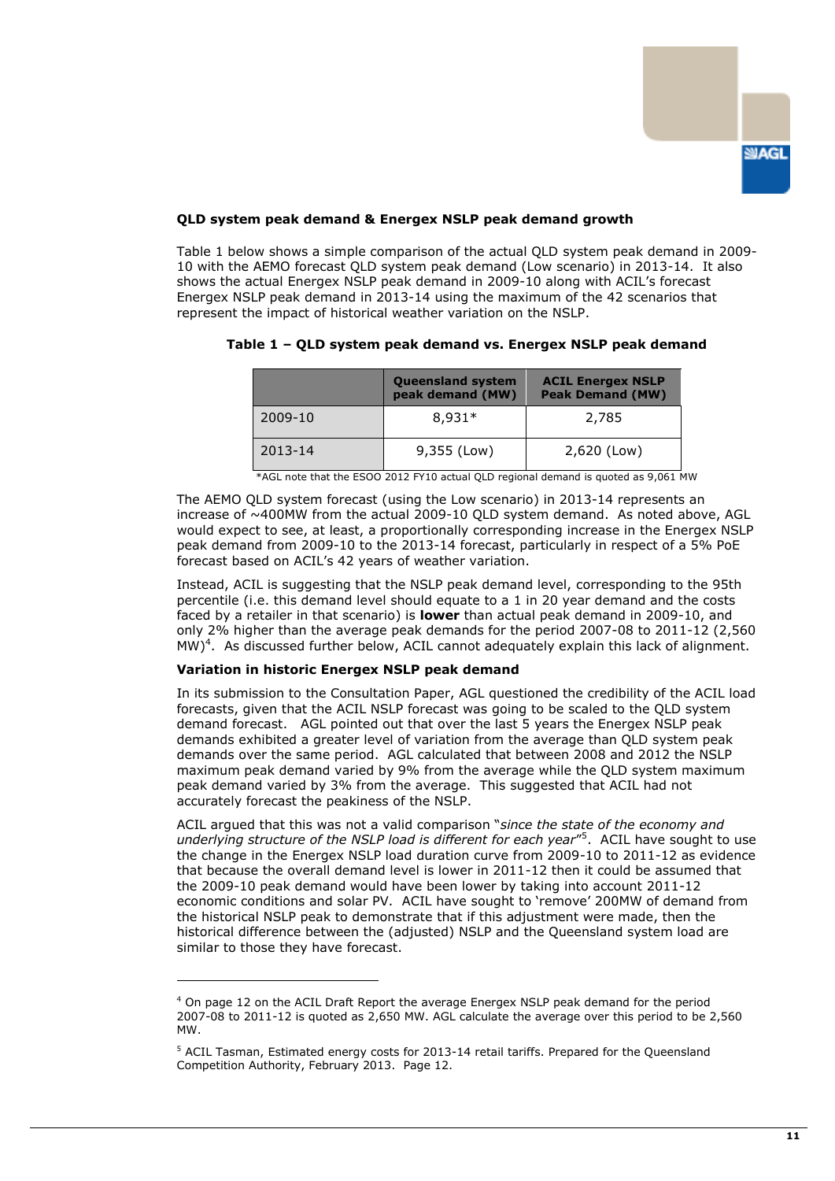**QLD system peak demand & Energex NSLP peak demand growth**

Table 1 below shows a simple comparison of the actual QLD system peak demand in 2009-10 with the AEMO forecast QLD system peak demand (Low scenario) in 2013-14. It also shows the actual Energex NSLP peak demand in 2009-10 along with ACIL's forecast Energex NSLP peak demand in 2013-14 using the maximum of the 42 scenarios that represent the impact of historical weather variation on the NSLP.

**Table 1 – QLD system peak demand vs. Energex NSLP peak demand**

| | Queensland system peak demand (MW) | ACIL Energex NSLP Peak Demand (MW) |
|---|---|---|
| 2009-10 | 8,931* | 2,785 |
| 2013-14 | 9,355 (Low) | 2,620 (Low) |

*AGL note that the ESOO 2012 FY10 actual QLD regional demand is quoted as 9,061 MW

The AEMO QLD system forecast (using the Low scenario) in 2013-14 represents an increase of ~400MW from the actual 2009-10 QLD system demand. As noted above, AGL would expect to see, at least, a proportionally corresponding increase in the Energex NSLP peak demand from 2009-10 to the 2013-14 forecast, particularly in respect of a 5% PoE forecast based on ACIL's 42 years of weather variation.

Instead, ACIL is suggesting that the NSLP peak demand level, corresponding to the 95th percentile (i.e. this demand level should equate to a 1 in 20 year demand and the costs faced by a retailer in that scenario) is **lower** than actual peak demand in 2009-10, and only 2% higher than the average peak demands for the period 2007-08 to 2011-12 (2,560 MW)[4]. As discussed further below, ACIL cannot adequately explain this lack of alignment.

**Variation in historic Energex NSLP peak demand**

In its submission to the Consultation Paper, AGL questioned the credibility of the ACIL load forecasts, given that the ACIL NSLP forecast was going to be scaled to the QLD system demand forecast. AGL pointed out that over the last 5 years the Energex NSLP peak demands exhibited a greater level of variation from the average than QLD system peak demands over the same period. AGL calculated that between 2008 and 2012 the NSLP maximum peak demand varied by 9% from the average while the QLD system maximum peak demand varied by 3% from the average. This suggested that ACIL had not accurately forecast the peakiness of the NSLP.

ACIL argued that this was not a valid comparison "*since the state of the economy and underlying structure of the NSLP load is different for each year*"[5]. ACIL have sought to use the change in the Energex NSLP load duration curve from 2009-10 to 2011-12 as evidence that because the overall demand level is lower in 2011-12 then it could be assumed that the 2009-10 peak demand would have been lower by taking into account 2011-12 economic conditions and solar PV. ACIL have sought to 'remove' 200MW of demand from the historical NSLP peak to demonstrate that if this adjustment were made, then the historical difference between the (adjusted) NSLP and the Queensland system load are similar to those they have forecast.

---

[4] On page 12 on the ACIL Draft Report the average Energex NSLP peak demand for the period 2007-08 to 2011-12 is quoted as 2,650 MW. AGL calculate the average over this period to be 2,560 MW.

[5] ACIL Tasman, Estimated energy costs for 2013-14 retail tariffs. Prepared for the Queensland Competition Authority, February 2013. Page 12.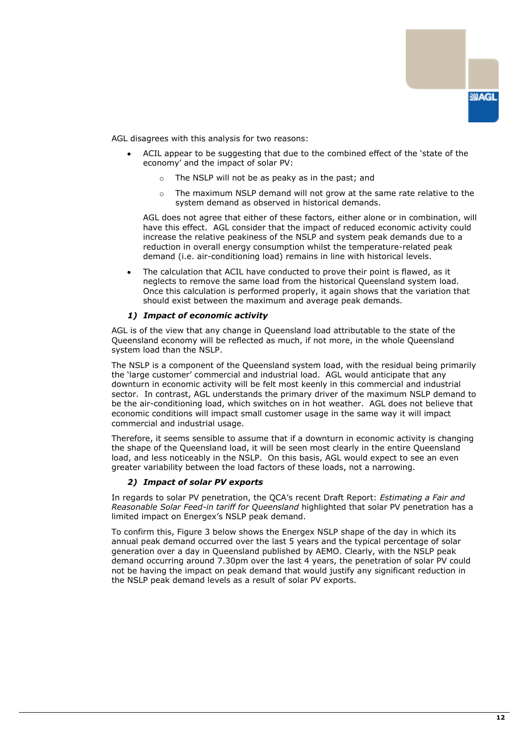AGL disagrees with this analysis for two reasons:

- ACIL appear to be suggesting that due to the combined effect of the 'state of the economy' and the impact of solar PV:
  - The NSLP will not be as peaky as in the past; and
  - The maximum NSLP demand will not grow at the same rate relative to the system demand as observed in historical demands.

  AGL does not agree that either of these factors, either alone or in combination, will have this effect. AGL consider that the impact of reduced economic activity could increase the relative peakiness of the NSLP and system peak demands due to a reduction in overall energy consumption whilst the temperature-related peak demand (i.e. air-conditioning load) remains in line with historical levels.

- The calculation that ACIL have conducted to prove their point is flawed, as it neglects to remove the same load from the historical Queensland system load. Once this calculation is performed properly, it again shows that the variation that should exist between the maximum and average peak demands.

### *1) Impact of economic activity*

AGL is of the view that any change in Queensland load attributable to the state of the Queensland economy will be reflected as much, if not more, in the whole Queensland system load than the NSLP.

The NSLP is a component of the Queensland system load, with the residual being primarily the 'large customer' commercial and industrial load. AGL would anticipate that any downturn in economic activity will be felt most keenly in this commercial and industrial sector. In contrast, AGL understands the primary driver of the maximum NSLP demand to be the air-conditioning load, which switches on in hot weather. AGL does not believe that economic conditions will impact small customer usage in the same way it will impact commercial and industrial usage.

Therefore, it seems sensible to assume that if a downturn in economic activity is changing the shape of the Queensland load, it will be seen most clearly in the entire Queensland load, and less noticeably in the NSLP. On this basis, AGL would expect to see an even greater variability between the load factors of these loads, not a narrowing.

### *2) Impact of solar PV exports*

In regards to solar PV penetration, the QCA's recent Draft Report: *Estimating a Fair and Reasonable Solar Feed-in tariff for Queensland* highlighted that solar PV penetration has a limited impact on Energex's NSLP peak demand.

To confirm this, Figure 3 below shows the Energex NSLP shape of the day in which its annual peak demand occurred over the last 5 years and the typical percentage of solar generation over a day in Queensland published by AEMO. Clearly, with the NSLP peak demand occurring around 7.30pm over the last 4 years, the penetration of solar PV could not be having the impact on peak demand that would justify any significant reduction in the NSLP peak demand levels as a result of solar PV exports.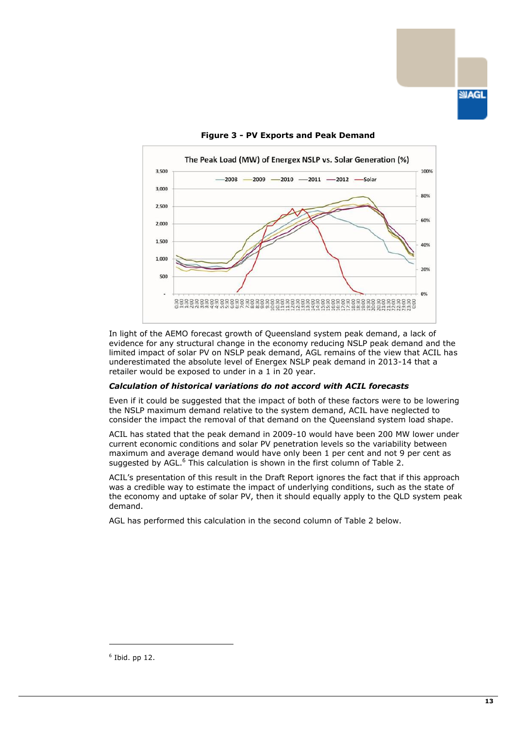**Figure 3 - PV Exports and Peak Demand**

In light of the AEMO forecast growth of Queensland system peak demand, a lack of evidence for any structural change in the economy reducing NSLP peak demand and the limited impact of solar PV on NSLP peak demand, AGL remains of the view that ACIL has underestimated the absolute level of Energex NSLP peak demand in 2013-14 that a retailer would be exposed to under in a 1 in 20 year.

***Calculation of historical variations do not accord with ACIL forecasts***

Even if it could be suggested that the impact of both of these factors were to be lowering the NSLP maximum demand relative to the system demand, ACIL have neglected to consider the impact the removal of that demand on the Queensland system load shape.

ACIL has stated that the peak demand in 2009-10 would have been 200 MW lower under current economic conditions and solar PV penetration levels so the variability between maximum and average demand would have only been 1 per cent and not 9 per cent as suggested by AGL.[6] This calculation is shown in the first column of Table 2.

ACIL's presentation of this result in the Draft Report ignores the fact that if this approach was a credible way to estimate the impact of underlying conditions, such as the state of the economy and uptake of solar PV, then it should equally apply to the QLD system peak demand.

AGL has performed this calculation in the second column of Table 2 below.

[6] Ibid. pp 12.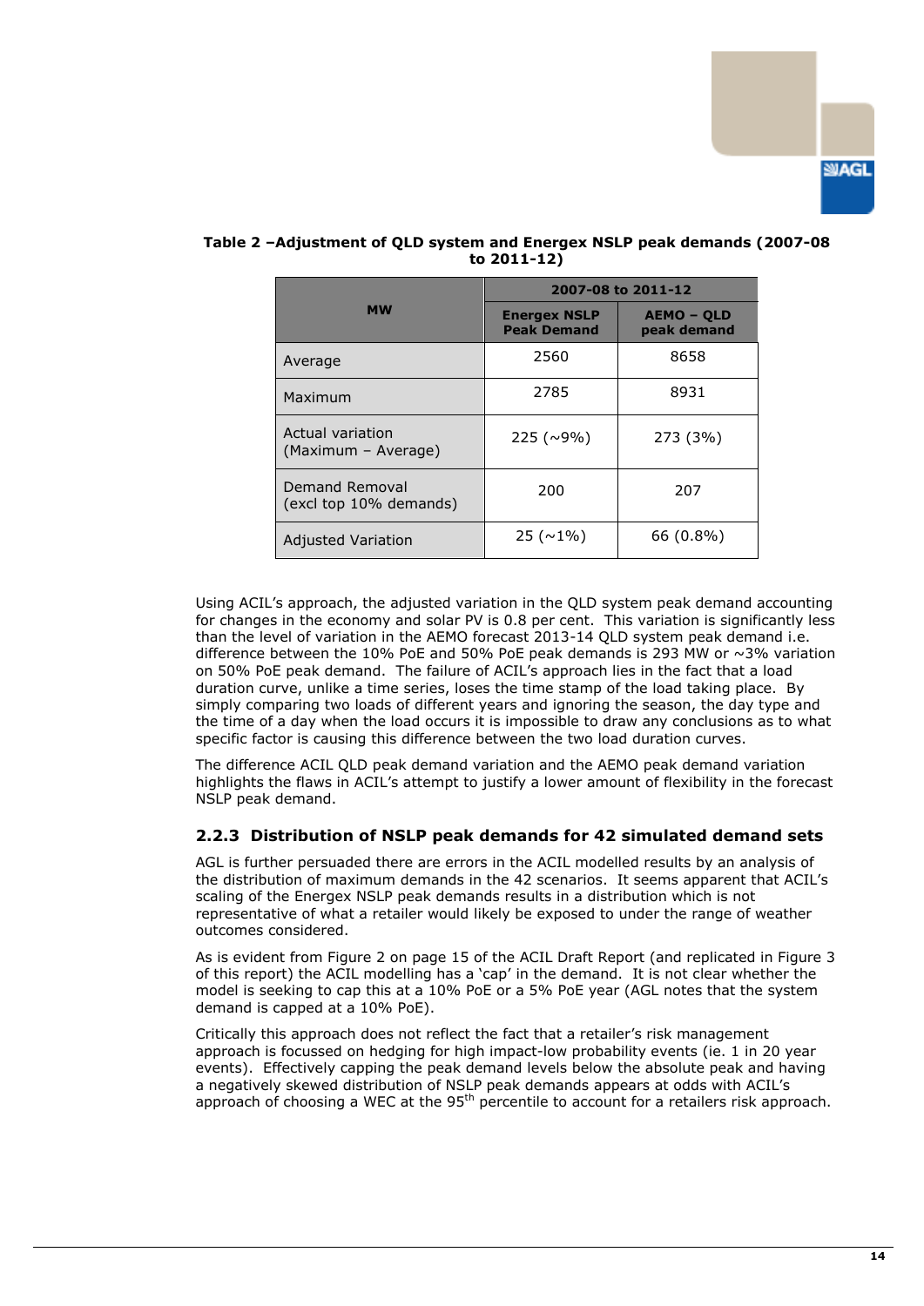**Table 2 –Adjustment of QLD system and Energex NSLP peak demands (2007-08 to 2011-12)**

| MW | 2007-08 to 2011-12 | |
|---|---|---|
| | **Energex NSLP Peak Demand** | **AEMO – QLD peak demand** |
| Average | 2560 | 8658 |
| Maximum | 2785 | 8931 |
| Actual variation (Maximum – Average) | 225 (~9%) | 273 (3%) |
| Demand Removal (excl top 10% demands) | 200 | 207 |
| Adjusted Variation | 25 (~1%) | 66 (0.8%) |

Using ACIL's approach, the adjusted variation in the QLD system peak demand accounting for changes in the economy and solar PV is 0.8 per cent. This variation is significantly less than the level of variation in the AEMO forecast 2013-14 QLD system peak demand i.e. difference between the 10% PoE and 50% PoE peak demands is 293 MW or ~3% variation on 50% PoE peak demand. The failure of ACIL's approach lies in the fact that a load duration curve, unlike a time series, loses the time stamp of the load taking place. By simply comparing two loads of different years and ignoring the season, the day type and the time of a day when the load occurs it is impossible to draw any conclusions as to what specific factor is causing this difference between the two load duration curves.

The difference ACIL QLD peak demand variation and the AEMO peak demand variation highlights the flaws in ACIL's attempt to justify a lower amount of flexibility in the forecast NSLP peak demand.

### 2.2.3 Distribution of NSLP peak demands for 42 simulated demand sets

AGL is further persuaded there are errors in the ACIL modelled results by an analysis of the distribution of maximum demands in the 42 scenarios. It seems apparent that ACIL's scaling of the Energex NSLP peak demands results in a distribution which is not representative of what a retailer would likely be exposed to under the range of weather outcomes considered.

As is evident from Figure 2 on page 15 of the ACIL Draft Report (and replicated in Figure 3 of this report) the ACIL modelling has a 'cap' in the demand. It is not clear whether the model is seeking to cap this at a 10% PoE or a 5% PoE year (AGL notes that the system demand is capped at a 10% PoE).

Critically this approach does not reflect the fact that a retailer's risk management approach is focussed on hedging for high impact-low probability events (ie. 1 in 20 year events). Effectively capping the peak demand levels below the absolute peak and having a negatively skewed distribution of NSLP peak demands appears at odds with ACIL's approach of choosing a WEC at the 95th percentile to account for a retailers risk approach.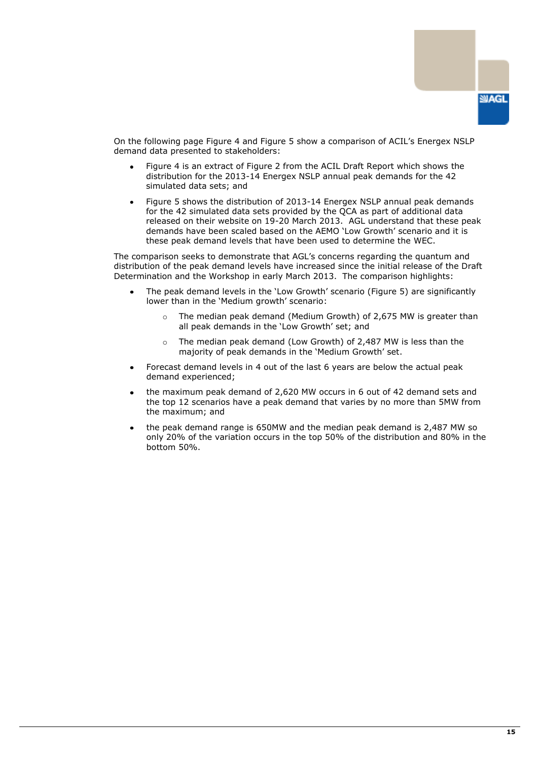On the following page Figure 4 and Figure 5 show a comparison of ACIL's Energex NSLP demand data presented to stakeholders:

- Figure 4 is an extract of Figure 2 from the ACIL Draft Report which shows the distribution for the 2013-14 Energex NSLP annual peak demands for the 42 simulated data sets; and
- Figure 5 shows the distribution of 2013-14 Energex NSLP annual peak demands for the 42 simulated data sets provided by the QCA as part of additional data released on their website on 19-20 March 2013. AGL understand that these peak demands have been scaled based on the AEMO 'Low Growth' scenario and it is these peak demand levels that have been used to determine the WEC.

The comparison seeks to demonstrate that AGL's concerns regarding the quantum and distribution of the peak demand levels have increased since the initial release of the Draft Determination and the Workshop in early March 2013. The comparison highlights:

- The peak demand levels in the 'Low Growth' scenario (Figure 5) are significantly lower than in the 'Medium growth' scenario:
  - The median peak demand (Medium Growth) of 2,675 MW is greater than all peak demands in the 'Low Growth' set; and
  - The median peak demand (Low Growth) of 2,487 MW is less than the majority of peak demands in the 'Medium Growth' set.
- Forecast demand levels in 4 out of the last 6 years are below the actual peak demand experienced;
- the maximum peak demand of 2,620 MW occurs in 6 out of 42 demand sets and the top 12 scenarios have a peak demand that varies by no more than 5MW from the maximum; and
- the peak demand range is 650MW and the median peak demand is 2,487 MW so only 20% of the variation occurs in the top 50% of the distribution and 80% in the bottom 50%.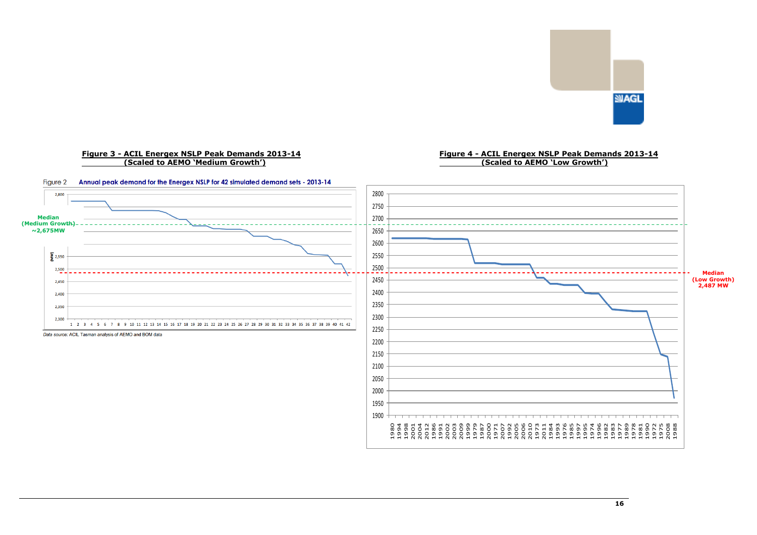**Figure 3 - ACIL Energex NSLP Peak Demands 2013-14 (Scaled to AEMO 'Medium Growth')**

Figure 2 Annual peak demand for the Energex NSLP for 42 simulated demand sets - 2013-14

Median (Medium Growth) ~2,675MW

*Data source:* ACIL Tasman analysis of AEMO and BOM data

**Figure 4 - ACIL Energex NSLP Peak Demands 2013-14 (Scaled to AEMO 'Low Growth')**

Median (Low Growth) 2,487 MW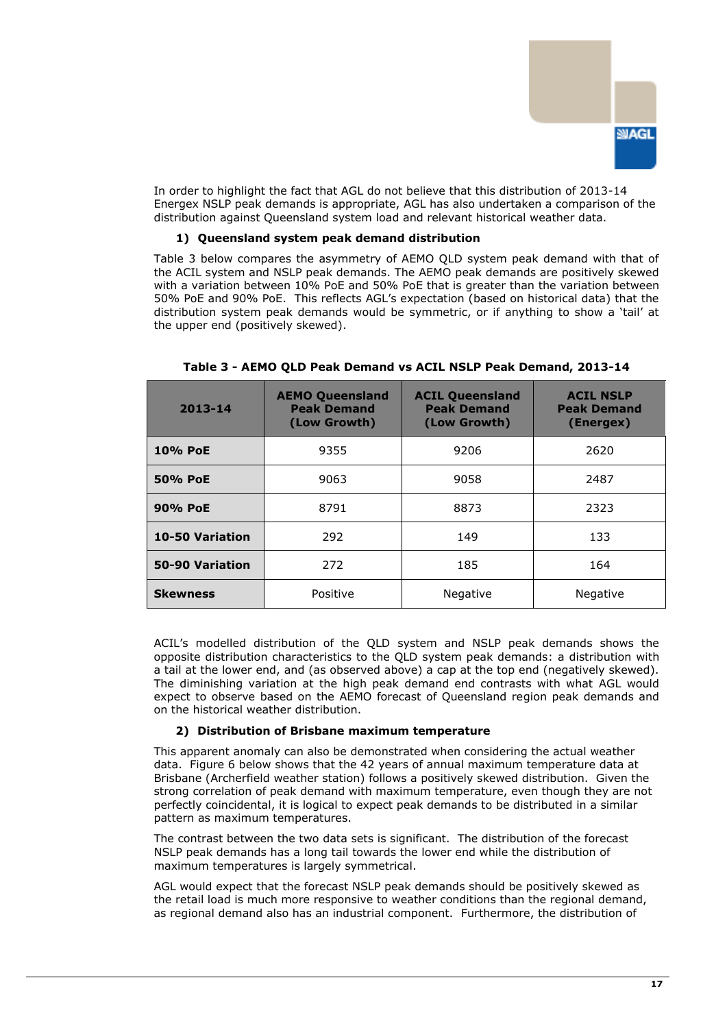In order to highlight the fact that AGL do not believe that this distribution of 2013-14 Energex NSLP peak demands is appropriate, AGL has also undertaken a comparison of the distribution against Queensland system load and relevant historical weather data.

**1) Queensland system peak demand distribution**

Table 3 below compares the asymmetry of AEMO QLD system peak demand with that of the ACIL system and NSLP peak demands. The AEMO peak demands are positively skewed with a variation between 10% PoE and 50% PoE that is greater than the variation between 50% PoE and 90% PoE. This reflects AGL's expectation (based on historical data) that the distribution system peak demands would be symmetric, or if anything to show a 'tail' at the upper end (positively skewed).

**Table 3 - AEMO QLD Peak Demand vs ACIL NSLP Peak Demand, 2013-14**

| 2013-14 | AEMO Queensland Peak Demand (Low Growth) | ACIL Queensland Peak Demand (Low Growth) | ACIL NSLP Peak Demand (Energex) |
|---|---|---|---|
| **10% PoE** | 9355 | 9206 | 2620 |
| **50% PoE** | 9063 | 9058 | 2487 |
| **90% PoE** | 8791 | 8873 | 2323 |
| **10-50 Variation** | 292 | 149 | 133 |
| **50-90 Variation** | 272 | 185 | 164 |
| **Skewness** | Positive | Negative | Negative |

ACIL's modelled distribution of the QLD system and NSLP peak demands shows the opposite distribution characteristics to the QLD system peak demands: a distribution with a tail at the lower end, and (as observed above) a cap at the top end (negatively skewed). The diminishing variation at the high peak demand end contrasts with what AGL would expect to observe based on the AEMO forecast of Queensland region peak demands and on the historical weather distribution.

**2) Distribution of Brisbane maximum temperature**

This apparent anomaly can also be demonstrated when considering the actual weather data. Figure 6 below shows that the 42 years of annual maximum temperature data at Brisbane (Archerfield weather station) follows a positively skewed distribution. Given the strong correlation of peak demand with maximum temperature, even though they are not perfectly coincidental, it is logical to expect peak demands to be distributed in a similar pattern as maximum temperatures.

The contrast between the two data sets is significant. The distribution of the forecast NSLP peak demands has a long tail towards the lower end while the distribution of maximum temperatures is largely symmetrical.

AGL would expect that the forecast NSLP peak demands should be positively skewed as the retail load is much more responsive to weather conditions than the regional demand, as regional demand also has an industrial component. Furthermore, the distribution of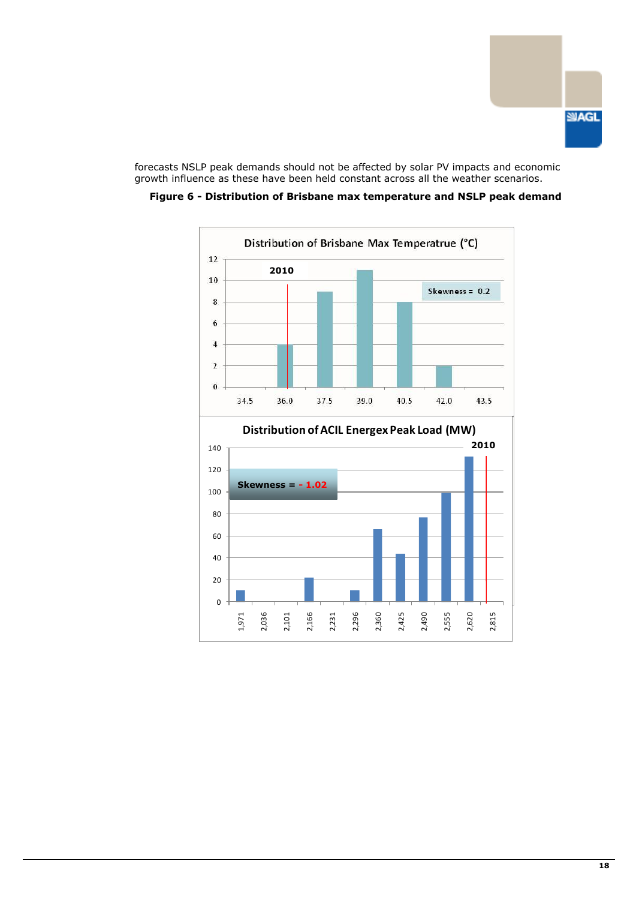forecasts NSLP peak demands should not be affected by solar PV impacts and economic growth influence as these have been held constant across all the weather scenarios.

**Figure 6 - Distribution of Brisbane max temperature and NSLP peak demand**

Distribution of Brisbane Max Temperatrue (°C)

2010

Skewness = 0.2

Distribution of ACIL Energex Peak Load (MW)

2010

Skewness = - 1.02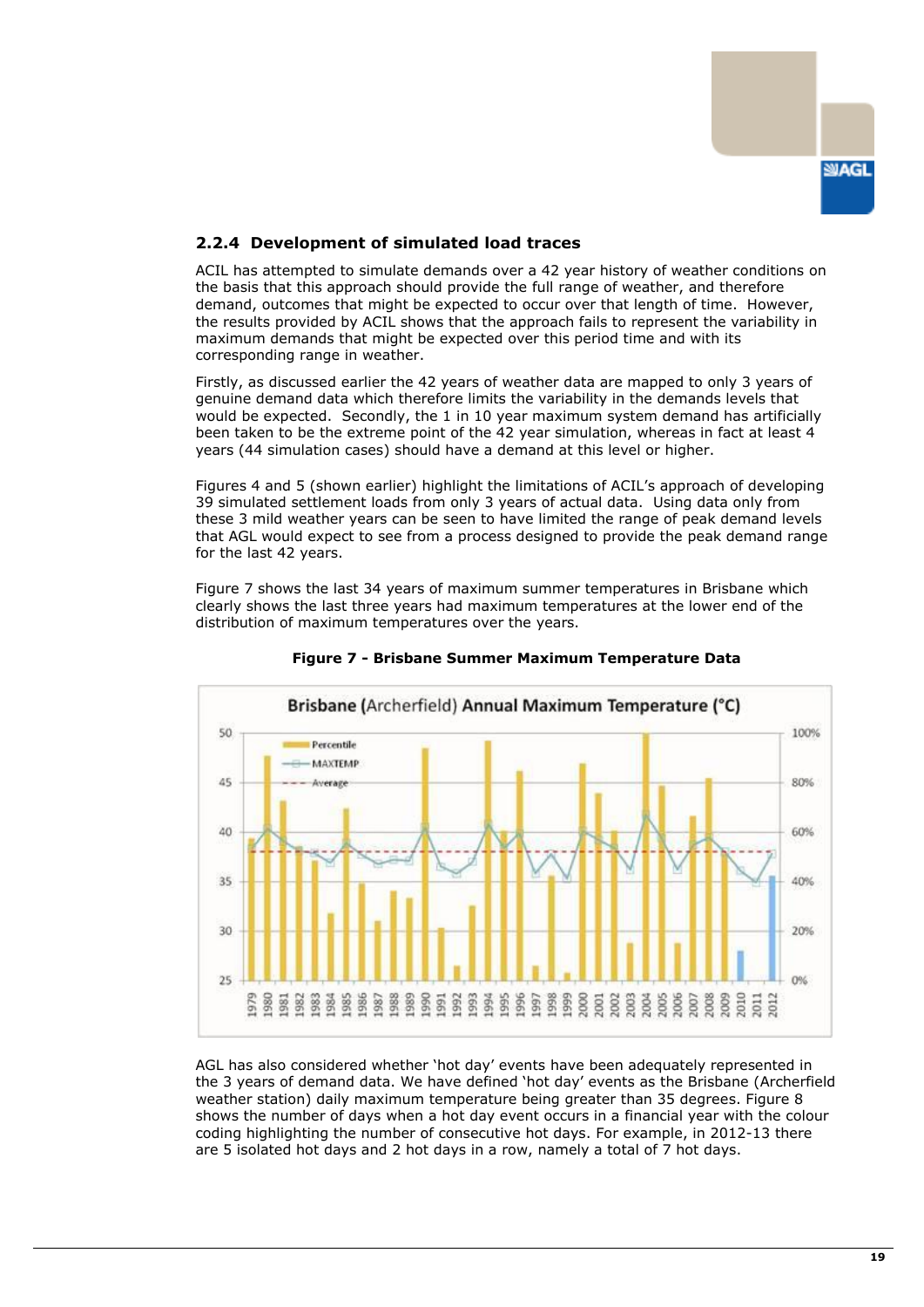### 2.2.4 Development of simulated load traces

ACIL has attempted to simulate demands over a 42 year history of weather conditions on the basis that this approach should provide the full range of weather, and therefore demand, outcomes that might be expected to occur over that length of time. However, the results provided by ACIL shows that the approach fails to represent the variability in maximum demands that might be expected over this period time and with its corresponding range in weather.

Firstly, as discussed earlier the 42 years of weather data are mapped to only 3 years of genuine demand data which therefore limits the variability in the demands levels that would be expected. Secondly, the 1 in 10 year maximum system demand has artificially been taken to be the extreme point of the 42 year simulation, whereas in fact at least 4 years (44 simulation cases) should have a demand at this level or higher.

Figures 4 and 5 (shown earlier) highlight the limitations of ACIL's approach of developing 39 simulated settlement loads from only 3 years of actual data. Using data only from these 3 mild weather years can be seen to have limited the range of peak demand levels that AGL would expect to see from a process designed to provide the peak demand range for the last 42 years.

Figure 7 shows the last 34 years of maximum summer temperatures in Brisbane which clearly shows the last three years had maximum temperatures at the lower end of the distribution of maximum temperatures over the years.

**Figure 7 - Brisbane Summer Maximum Temperature Data**

AGL has also considered whether 'hot day' events have been adequately represented in the 3 years of demand data. We have defined 'hot day' events as the Brisbane (Archerfield weather station) daily maximum temperature being greater than 35 degrees. Figure 8 shows the number of days when a hot day event occurs in a financial year with the colour coding highlighting the number of consecutive hot days. For example, in 2012-13 there are 5 isolated hot days and 2 hot days in a row, namely a total of 7 hot days.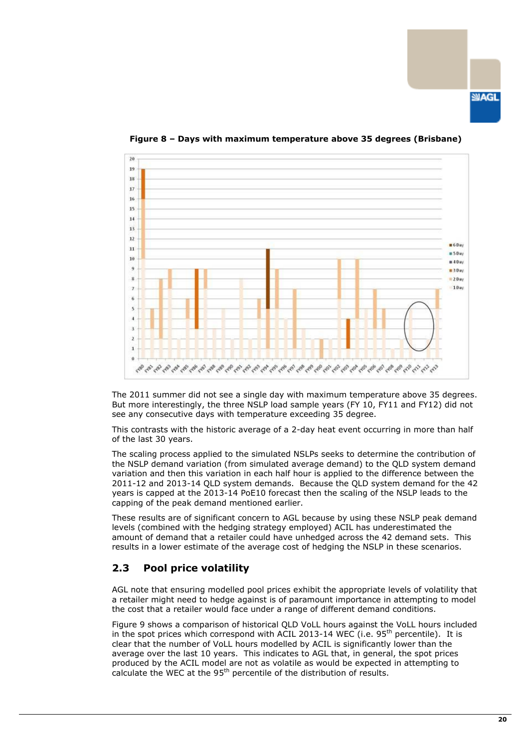**Figure 8 – Days with maximum temperature above 35 degrees (Brisbane)**

The 2011 summer did not see a single day with maximum temperature above 35 degrees. But more interestingly, the three NSLP load sample years (FY 10, FY11 and FY12) did not see any consecutive days with temperature exceeding 35 degree.

This contrasts with the historic average of a 2-day heat event occurring in more than half of the last 30 years.

The scaling process applied to the simulated NSLPs seeks to determine the contribution of the NSLP demand variation (from simulated average demand) to the QLD system demand variation and then this variation in each half hour is applied to the difference between the 2011-12 and 2013-14 QLD system demands. Because the QLD system demand for the 42 years is capped at the 2013-14 PoE10 forecast then the scaling of the NSLP leads to the capping of the peak demand mentioned earlier.

These results are of significant concern to AGL because by using these NSLP peak demand levels (combined with the hedging strategy employed) ACIL has underestimated the amount of demand that a retailer could have unhedged across the 42 demand sets. This results in a lower estimate of the average cost of hedging the NSLP in these scenarios.

## 2.3 Pool price volatility

AGL note that ensuring modelled pool prices exhibit the appropriate levels of volatility that a retailer might need to hedge against is of paramount importance in attempting to model the cost that a retailer would face under a range of different demand conditions.

Figure 9 shows a comparison of historical QLD VoLL hours against the VoLL hours included in the spot prices which correspond with ACIL 2013-14 WEC (i.e. 95$^{th}$ percentile). It is clear that the number of VoLL hours modelled by ACIL is significantly lower than the average over the last 10 years. This indicates to AGL that, in general, the spot prices produced by the ACIL model are not as volatile as would be expected in attempting to calculate the WEC at the 95$^{th}$ percentile of the distribution of results.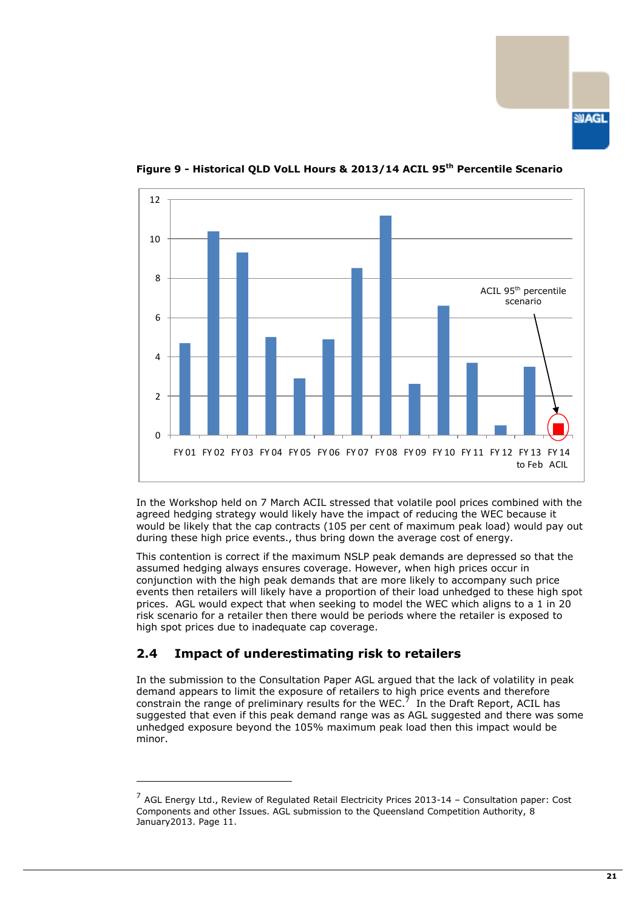**Figure 9 - Historical QLD VoLL Hours & 2013/14 ACIL 95th Percentile Scenario**

In the Workshop held on 7 March ACIL stressed that volatile pool prices combined with the agreed hedging strategy would likely have the impact of reducing the WEC because it would be likely that the cap contracts (105 per cent of maximum peak load) would pay out during these high price events., thus bring down the average cost of energy.

This contention is correct if the maximum NSLP peak demands are depressed so that the assumed hedging always ensures coverage. However, when high prices occur in conjunction with the high peak demands that are more likely to accompany such price events then retailers will likely have a proportion of their load unhedged to these high spot prices. AGL would expect that when seeking to model the WEC which aligns to a 1 in 20 risk scenario for a retailer then there would be periods where the retailer is exposed to high spot prices due to inadequate cap coverage.

## 2.4 Impact of underestimating risk to retailers

In the submission to the Consultation Paper AGL argued that the lack of volatility in peak demand appears to limit the exposure of retailers to high price events and therefore constrain the range of preliminary results for the WEC.[7] In the Draft Report, ACIL has suggested that even if this peak demand range was as AGL suggested and there was some unhedged exposure beyond the 105% maximum peak load then this impact would be minor.

---

[7] AGL Energy Ltd., Review of Regulated Retail Electricity Prices 2013-14 – Consultation paper: Cost Components and other Issues. AGL submission to the Queensland Competition Authority, 8 January2013. Page 11.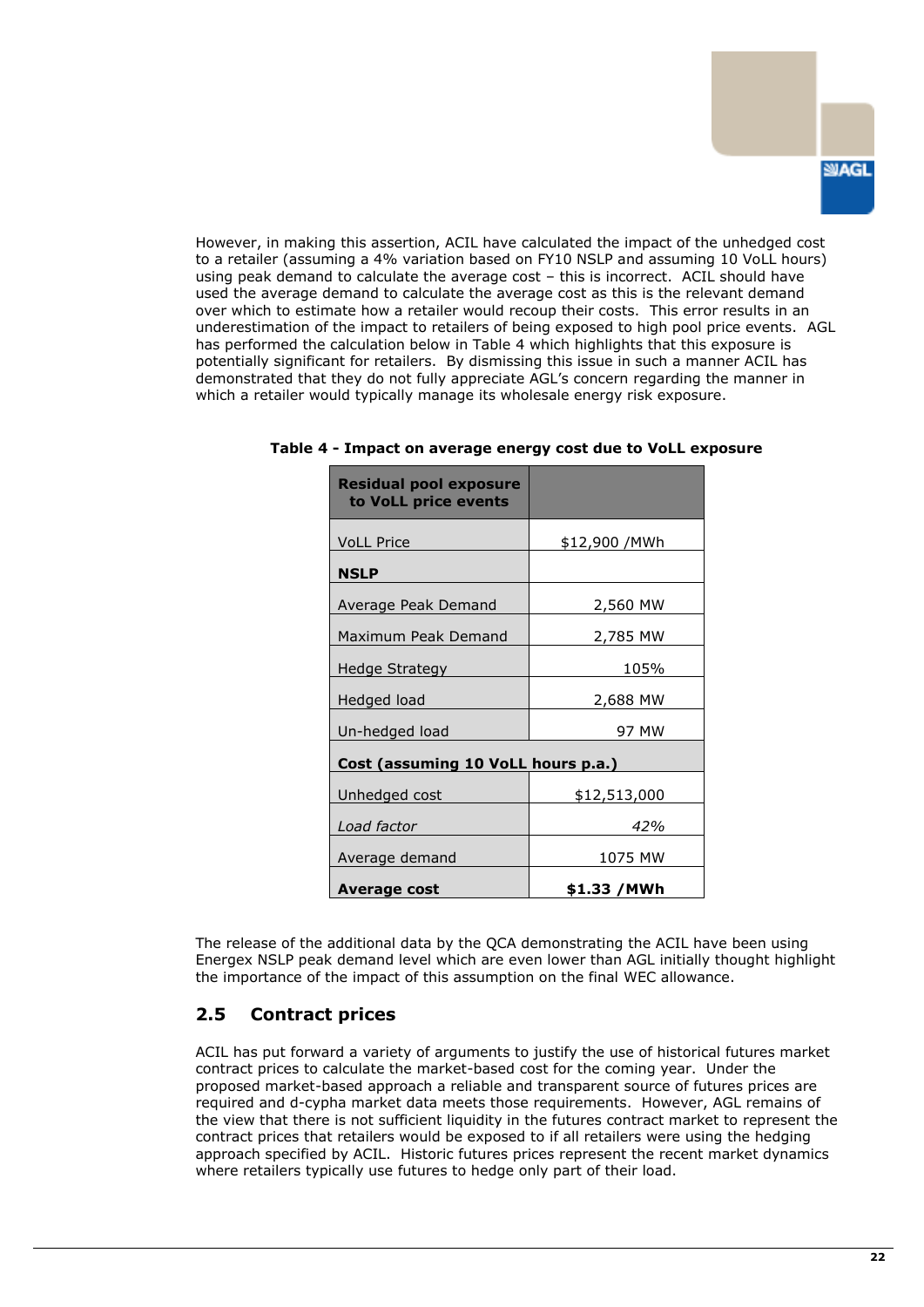However, in making this assertion, ACIL have calculated the impact of the unhedged cost to a retailer (assuming a 4% variation based on FY10 NSLP and assuming 10 VoLL hours) using peak demand to calculate the average cost – this is incorrect. ACIL should have used the average demand to calculate the average cost as this is the relevant demand over which to estimate how a retailer would recoup their costs. This error results in an underestimation of the impact to retailers of being exposed to high pool price events. AGL has performed the calculation below in Table 4 which highlights that this exposure is potentially significant for retailers. By dismissing this issue in such a manner ACIL has demonstrated that they do not fully appreciate AGL's concern regarding the manner in which a retailer would typically manage its wholesale energy risk exposure.

**Table 4 - Impact on average energy cost due to VoLL exposure**

| **Residual pool exposure to VoLL price events** | |
|---|---|
| VoLL Price | $12,900 /MWh |
| **NSLP** | |
| Average Peak Demand | 2,560 MW |
| Maximum Peak Demand | 2,785 MW |
| Hedge Strategy | 105% |
| Hedged load | 2,688 MW |
| Un-hedged load | 97 MW |
| **Cost (assuming 10 VoLL hours p.a.)** | |
| Unhedged cost | $12,513,000 |
| *Load factor* | *42%* |
| Average demand | 1075 MW |
| **Average cost** | **$1.33 /MWh** |

The release of the additional data by the QCA demonstrating the ACIL have been using Energex NSLP peak demand level which are even lower than AGL initially thought highlight the importance of the impact of this assumption on the final WEC allowance.

## 2.5 Contract prices

ACIL has put forward a variety of arguments to justify the use of historical futures market contract prices to calculate the market-based cost for the coming year. Under the proposed market-based approach a reliable and transparent source of futures prices are required and d-cypha market data meets those requirements. However, AGL remains of the view that there is not sufficient liquidity in the futures contract market to represent the contract prices that retailers would be exposed to if all retailers were using the hedging approach specified by ACIL. Historic futures prices represent the recent market dynamics where retailers typically use futures to hedge only part of their load.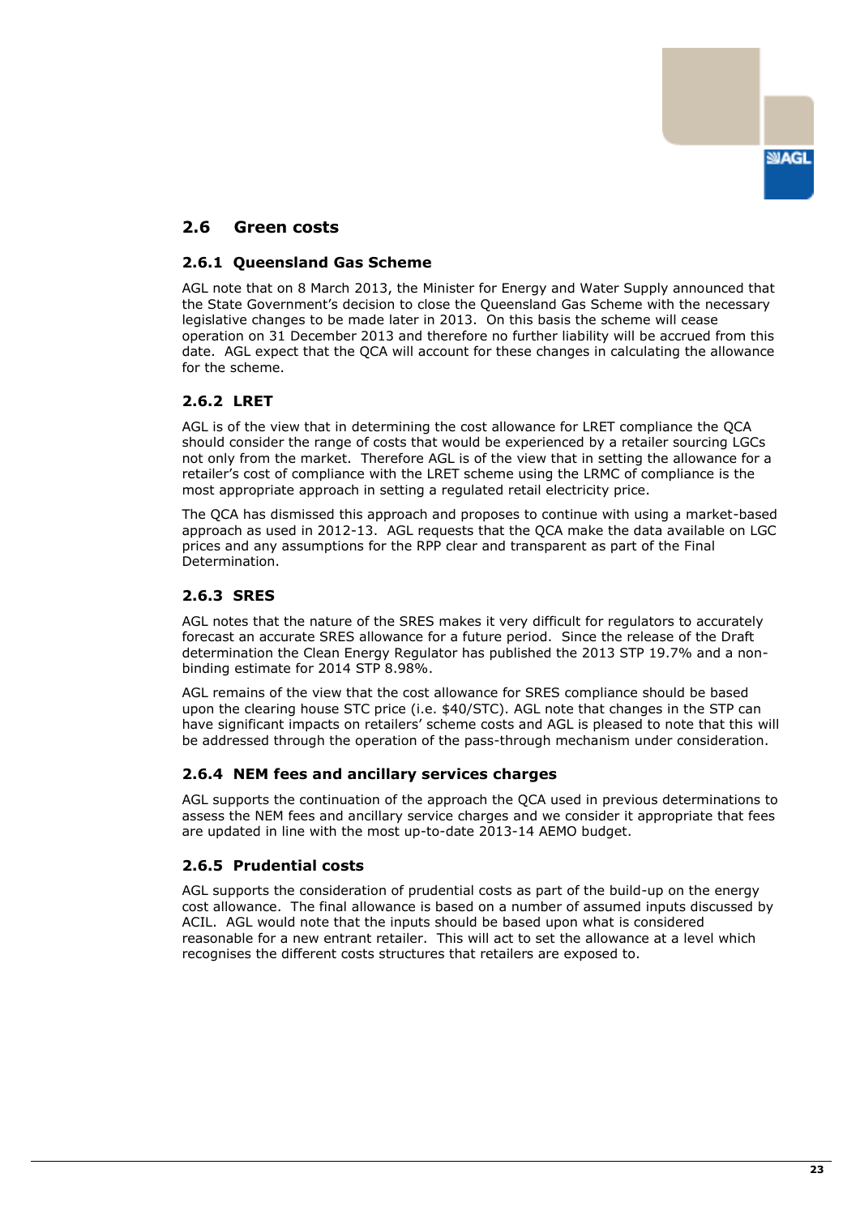## 2.6 Green costs

### 2.6.1 Queensland Gas Scheme

AGL note that on 8 March 2013, the Minister for Energy and Water Supply announced that the State Government's decision to close the Queensland Gas Scheme with the necessary legislative changes to be made later in 2013. On this basis the scheme will cease operation on 31 December 2013 and therefore no further liability will be accrued from this date. AGL expect that the QCA will account for these changes in calculating the allowance for the scheme.

### 2.6.2 LRET

AGL is of the view that in determining the cost allowance for LRET compliance the QCA should consider the range of costs that would be experienced by a retailer sourcing LGCs not only from the market. Therefore AGL is of the view that in setting the allowance for a retailer's cost of compliance with the LRET scheme using the LRMC of compliance is the most appropriate approach in setting a regulated retail electricity price.

The QCA has dismissed this approach and proposes to continue with using a market-based approach as used in 2012-13. AGL requests that the QCA make the data available on LGC prices and any assumptions for the RPP clear and transparent as part of the Final Determination.

### 2.6.3 SRES

AGL notes that the nature of the SRES makes it very difficult for regulators to accurately forecast an accurate SRES allowance for a future period. Since the release of the Draft determination the Clean Energy Regulator has published the 2013 STP 19.7% and a non-binding estimate for 2014 STP 8.98%.

AGL remains of the view that the cost allowance for SRES compliance should be based upon the clearing house STC price (i.e. $40/STC). AGL note that changes in the STP can have significant impacts on retailers' scheme costs and AGL is pleased to note that this will be addressed through the operation of the pass-through mechanism under consideration.

### 2.6.4 NEM fees and ancillary services charges

AGL supports the continuation of the approach the QCA used in previous determinations to assess the NEM fees and ancillary service charges and we consider it appropriate that fees are updated in line with the most up-to-date 2013-14 AEMO budget.

### 2.6.5 Prudential costs

AGL supports the consideration of prudential costs as part of the build-up on the energy cost allowance. The final allowance is based on a number of assumed inputs discussed by ACIL. AGL would note that the inputs should be based upon what is considered reasonable for a new entrant retailer. This will act to set the allowance at a level which recognises the different costs structures that retailers are exposed to.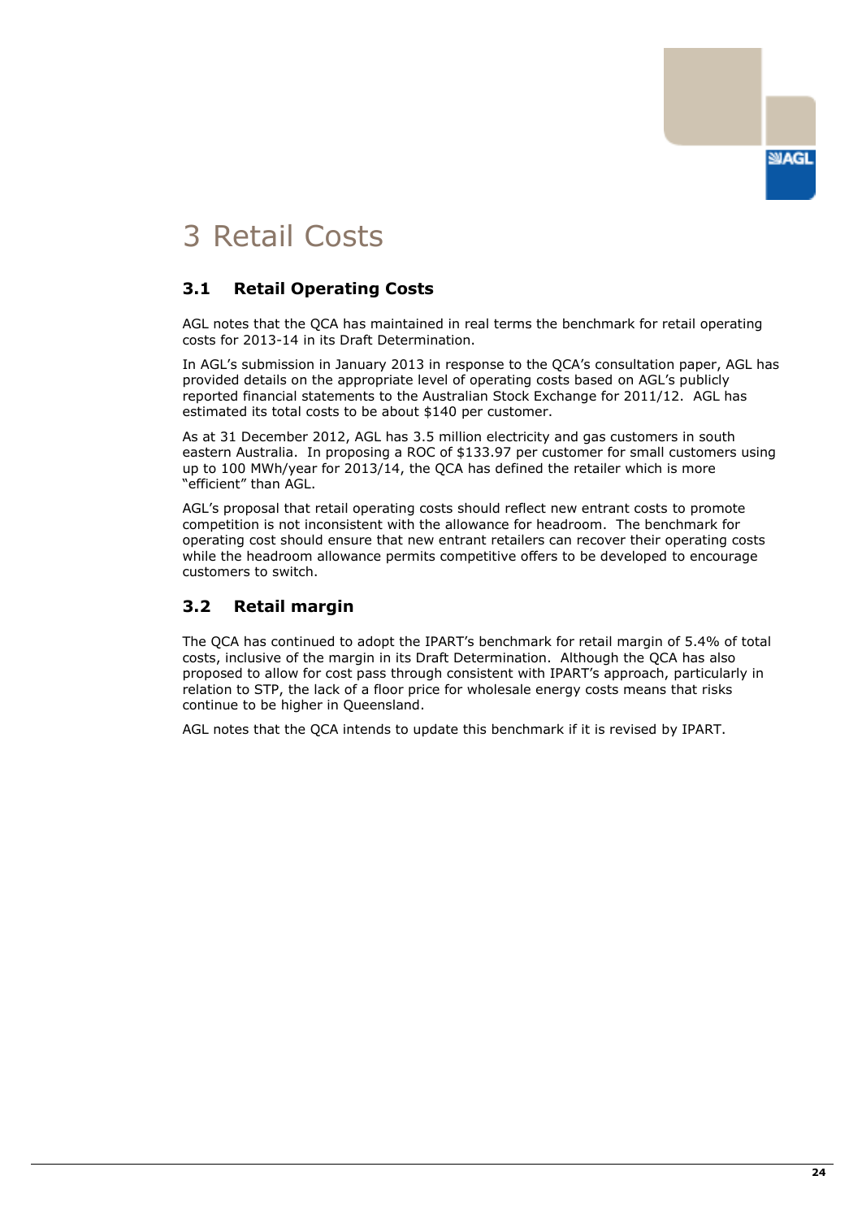# 3 Retail Costs

## 3.1 Retail Operating Costs

AGL notes that the QCA has maintained in real terms the benchmark for retail operating costs for 2013-14 in its Draft Determination.

In AGL's submission in January 2013 in response to the QCA's consultation paper, AGL has provided details on the appropriate level of operating costs based on AGL's publicly reported financial statements to the Australian Stock Exchange for 2011/12. AGL has estimated its total costs to be about $140 per customer.

As at 31 December 2012, AGL has 3.5 million electricity and gas customers in south eastern Australia. In proposing a ROC of $133.97 per customer for small customers using up to 100 MWh/year for 2013/14, the QCA has defined the retailer which is more "efficient" than AGL.

AGL's proposal that retail operating costs should reflect new entrant costs to promote competition is not inconsistent with the allowance for headroom. The benchmark for operating cost should ensure that new entrant retailers can recover their operating costs while the headroom allowance permits competitive offers to be developed to encourage customers to switch.

## 3.2 Retail margin

The QCA has continued to adopt the IPART's benchmark for retail margin of 5.4% of total costs, inclusive of the margin in its Draft Determination. Although the QCA has also proposed to allow for cost pass through consistent with IPART's approach, particularly in relation to STP, the lack of a floor price for wholesale energy costs means that risks continue to be higher in Queensland.

AGL notes that the QCA intends to update this benchmark if it is revised by IPART.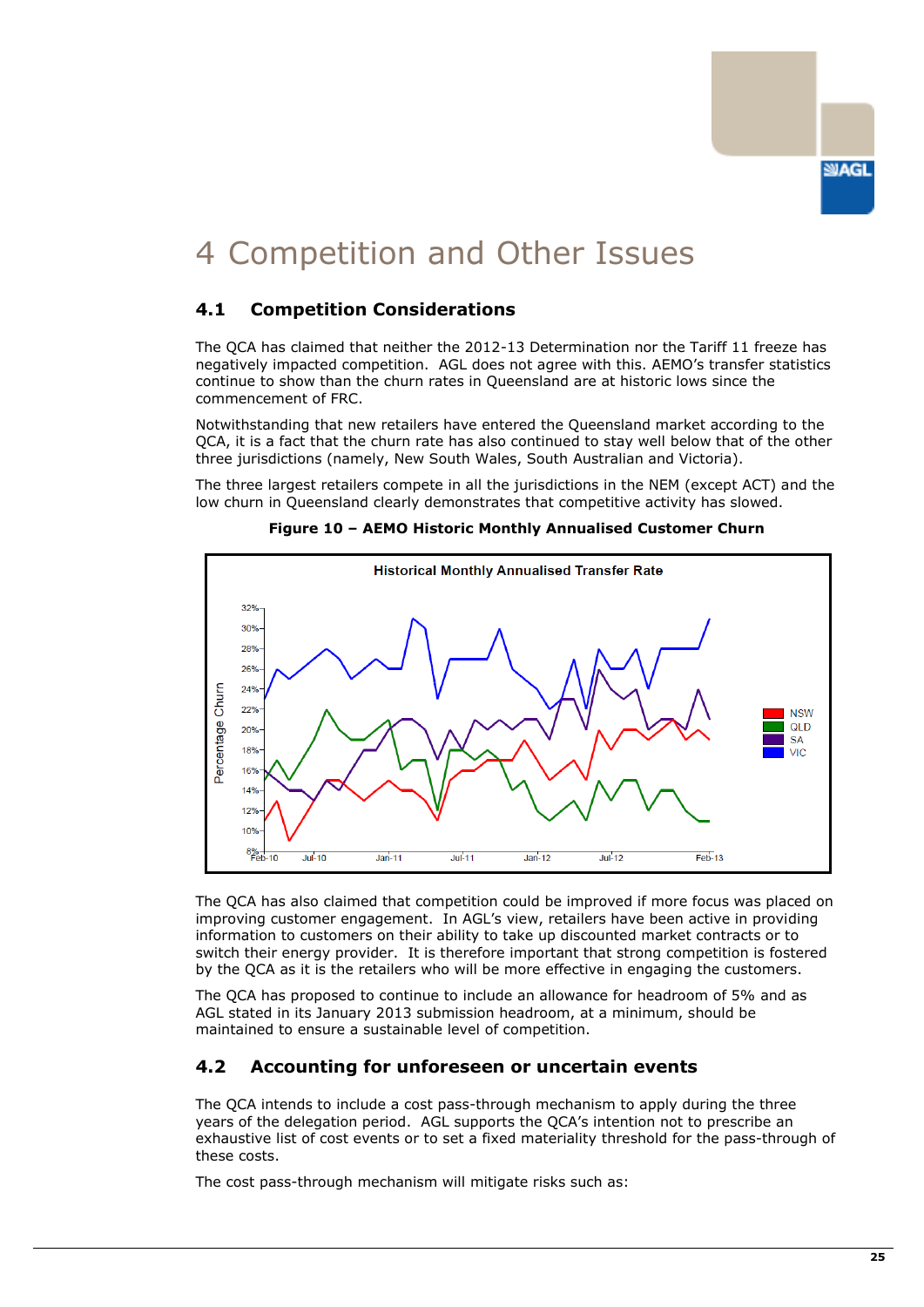# 4 Competition and Other Issues

## 4.1 Competition Considerations

The QCA has claimed that neither the 2012-13 Determination nor the Tariff 11 freeze has negatively impacted competition. AGL does not agree with this. AEMO's transfer statistics continue to show than the churn rates in Queensland are at historic lows since the commencement of FRC.

Notwithstanding that new retailers have entered the Queensland market according to the QCA, it is a fact that the churn rate has also continued to stay well below that of the other three jurisdictions (namely, New South Wales, South Australian and Victoria).

The three largest retailers compete in all the jurisdictions in the NEM (except ACT) and the low churn in Queensland clearly demonstrates that competitive activity has slowed.

**Figure 10 – AEMO Historic Monthly Annualised Customer Churn**

The QCA has also claimed that competition could be improved if more focus was placed on improving customer engagement. In AGL's view, retailers have been active in providing information to customers on their ability to take up discounted market contracts or to switch their energy provider. It is therefore important that strong competition is fostered by the QCA as it is the retailers who will be more effective in engaging the customers.

The QCA has proposed to continue to include an allowance for headroom of 5% and as AGL stated in its January 2013 submission headroom, at a minimum, should be maintained to ensure a sustainable level of competition.

## 4.2 Accounting for unforeseen or uncertain events

The QCA intends to include a cost pass-through mechanism to apply during the three years of the delegation period. AGL supports the QCA's intention not to prescribe an exhaustive list of cost events or to set a fixed materiality threshold for the pass-through of these costs.

The cost pass-through mechanism will mitigate risks such as: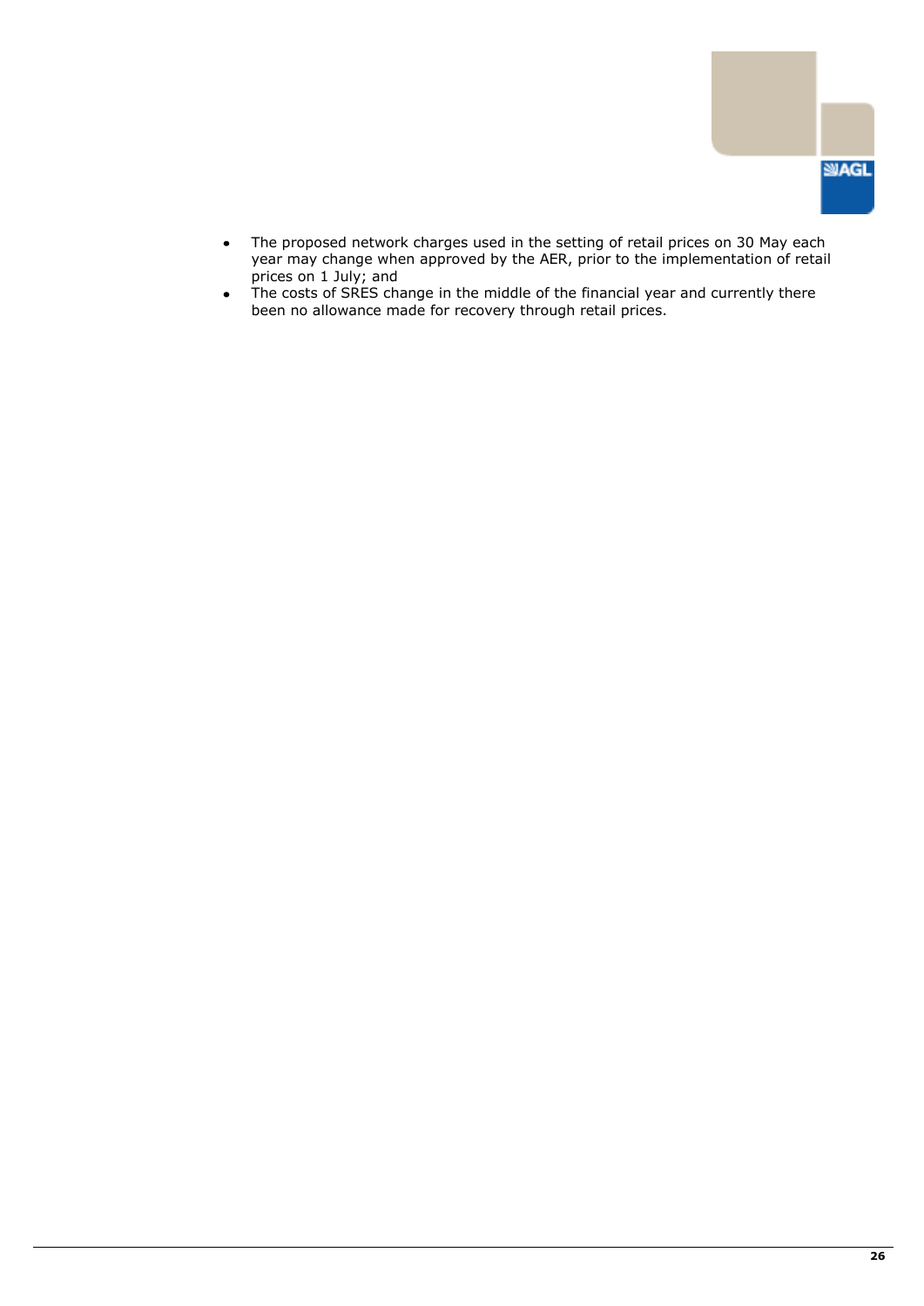- The proposed network charges used in the setting of retail prices on 30 May each year may change when approved by the AER, prior to the implementation of retail prices on 1 July; and
- The costs of SRES change in the middle of the financial year and currently there been no allowance made for recovery through retail prices.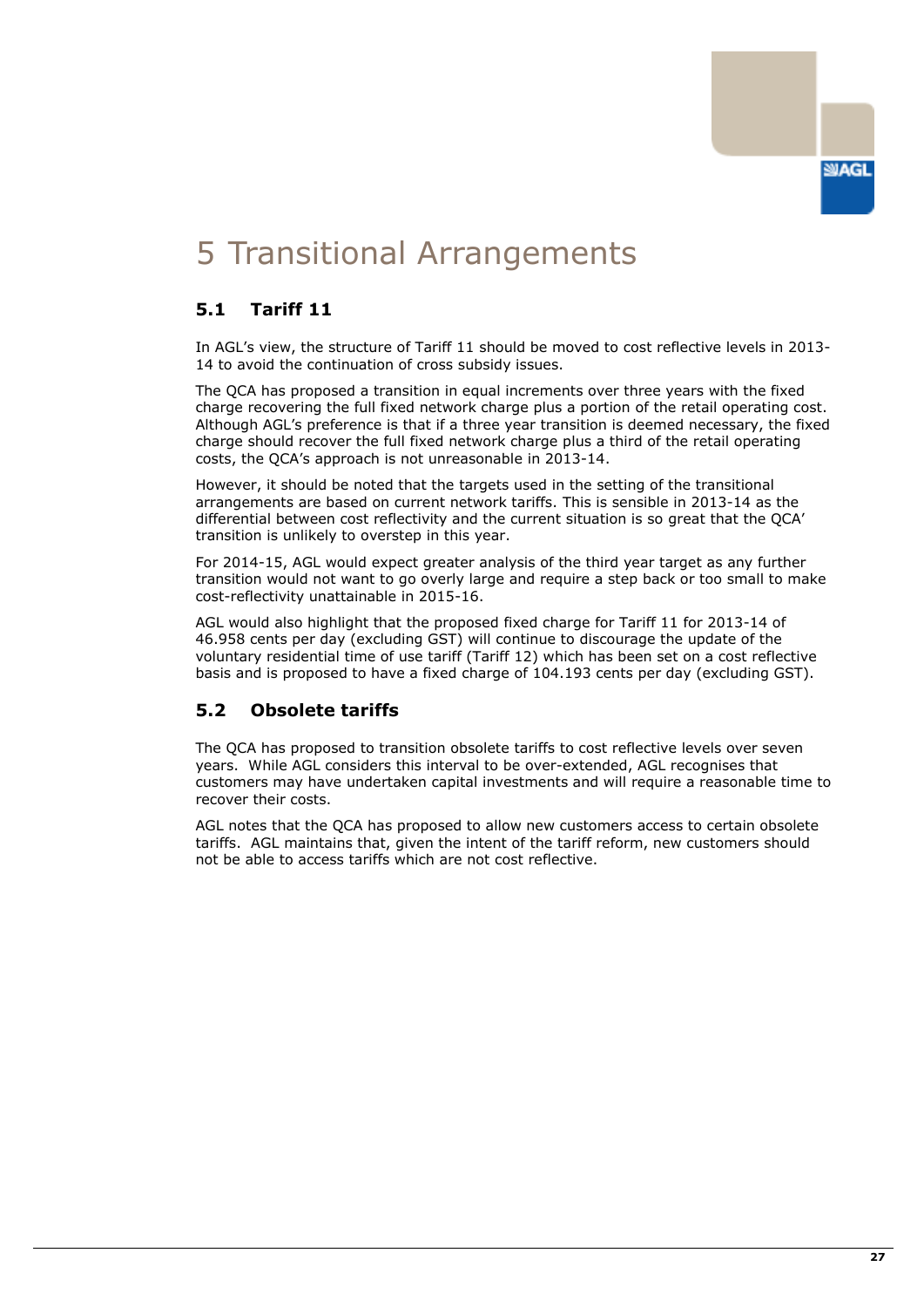# 5 Transitional Arrangements

## 5.1 Tariff 11

In AGL's view, the structure of Tariff 11 should be moved to cost reflective levels in 2013-14 to avoid the continuation of cross subsidy issues.

The QCA has proposed a transition in equal increments over three years with the fixed charge recovering the full fixed network charge plus a portion of the retail operating cost. Although AGL's preference is that if a three year transition is deemed necessary, the fixed charge should recover the full fixed network charge plus a third of the retail operating costs, the QCA's approach is not unreasonable in 2013-14.

However, it should be noted that the targets used in the setting of the transitional arrangements are based on current network tariffs. This is sensible in 2013-14 as the differential between cost reflectivity and the current situation is so great that the QCA' transition is unlikely to overstep in this year.

For 2014-15, AGL would expect greater analysis of the third year target as any further transition would not want to go overly large and require a step back or too small to make cost-reflectivity unattainable in 2015-16.

AGL would also highlight that the proposed fixed charge for Tariff 11 for 2013-14 of 46.958 cents per day (excluding GST) will continue to discourage the update of the voluntary residential time of use tariff (Tariff 12) which has been set on a cost reflective basis and is proposed to have a fixed charge of 104.193 cents per day (excluding GST).

## 5.2 Obsolete tariffs

The QCA has proposed to transition obsolete tariffs to cost reflective levels over seven years. While AGL considers this interval to be over-extended, AGL recognises that customers may have undertaken capital investments and will require a reasonable time to recover their costs.

AGL notes that the QCA has proposed to allow new customers access to certain obsolete tariffs. AGL maintains that, given the intent of the tariff reform, new customers should not be able to access tariffs which are not cost reflective.